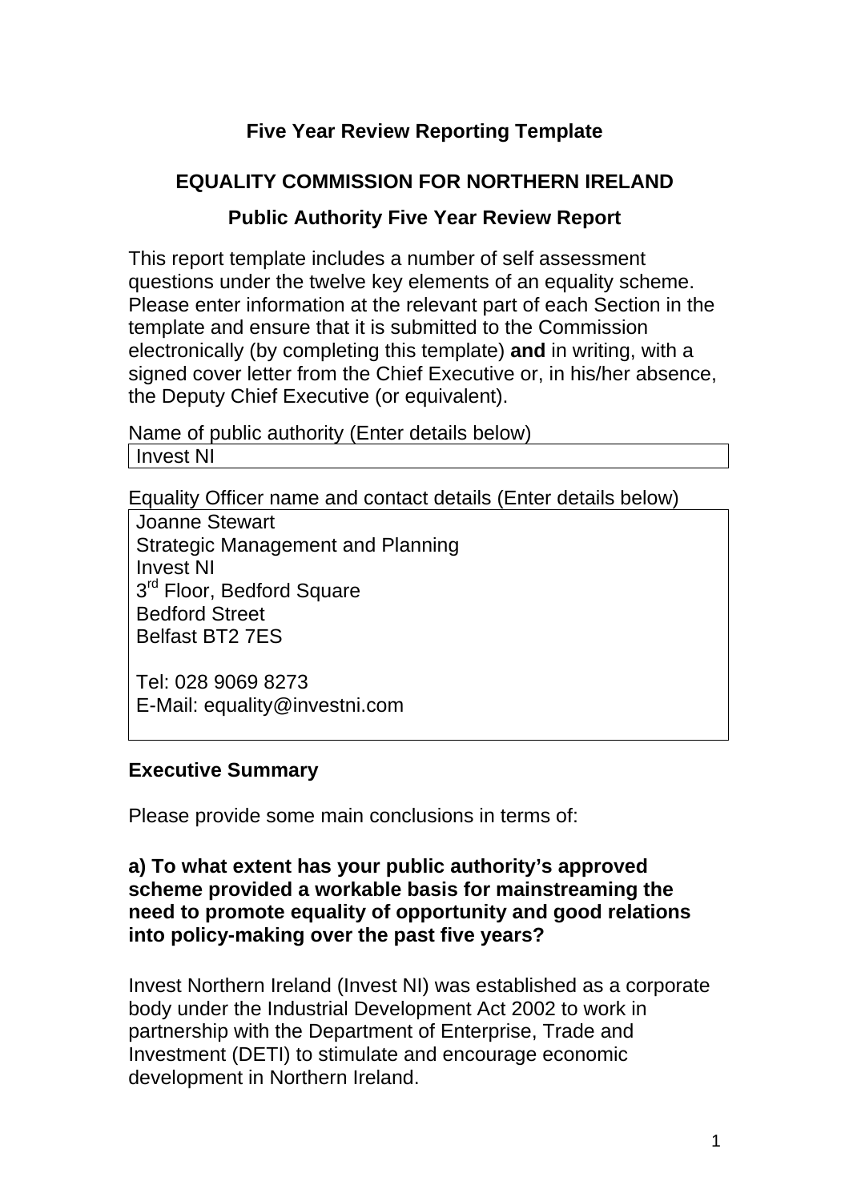# Five Year Review Reporting Template

## EQUALITY COMMISSION FOR NORTHERN IRELAND

### Public Authority Five Year Review Report

This report template includes a number of self assessment questions under the twelve key elements of an equality scheme. Please enter information at the relevant part of each Section in the template and ensure that it is submitted to the Commission electronically (by completing this template) **and** in writing, with a signed cover letter from the Chief Executive or, in his/her absence, the Deputy Chief Executive (or equivalent).

Name of public authority (Enter details below)

| Invest NI |
|---|

Equality Officer name and contact details (Enter details below)

| Joanne Stewart<br>Strategic Management and Planning<br>Invest NI<br>3rd Floor, Bedford Square<br>Bedford Street<br>Belfast BT2 7ES<br><br>Tel: 028 9069 8273<br>E-Mail: equality@investni.com |
|---|

**Executive Summary**

Please provide some main conclusions in terms of:

**a) To what extent has your public authority's approved scheme provided a workable basis for mainstreaming the need to promote equality of opportunity and good relations into policy-making over the past five years?**

Invest Northern Ireland (Invest NI) was established as a corporate body under the Industrial Development Act 2002 to work in partnership with the Department of Enterprise, Trade and Investment (DETI) to stimulate and encourage economic development in Northern Ireland.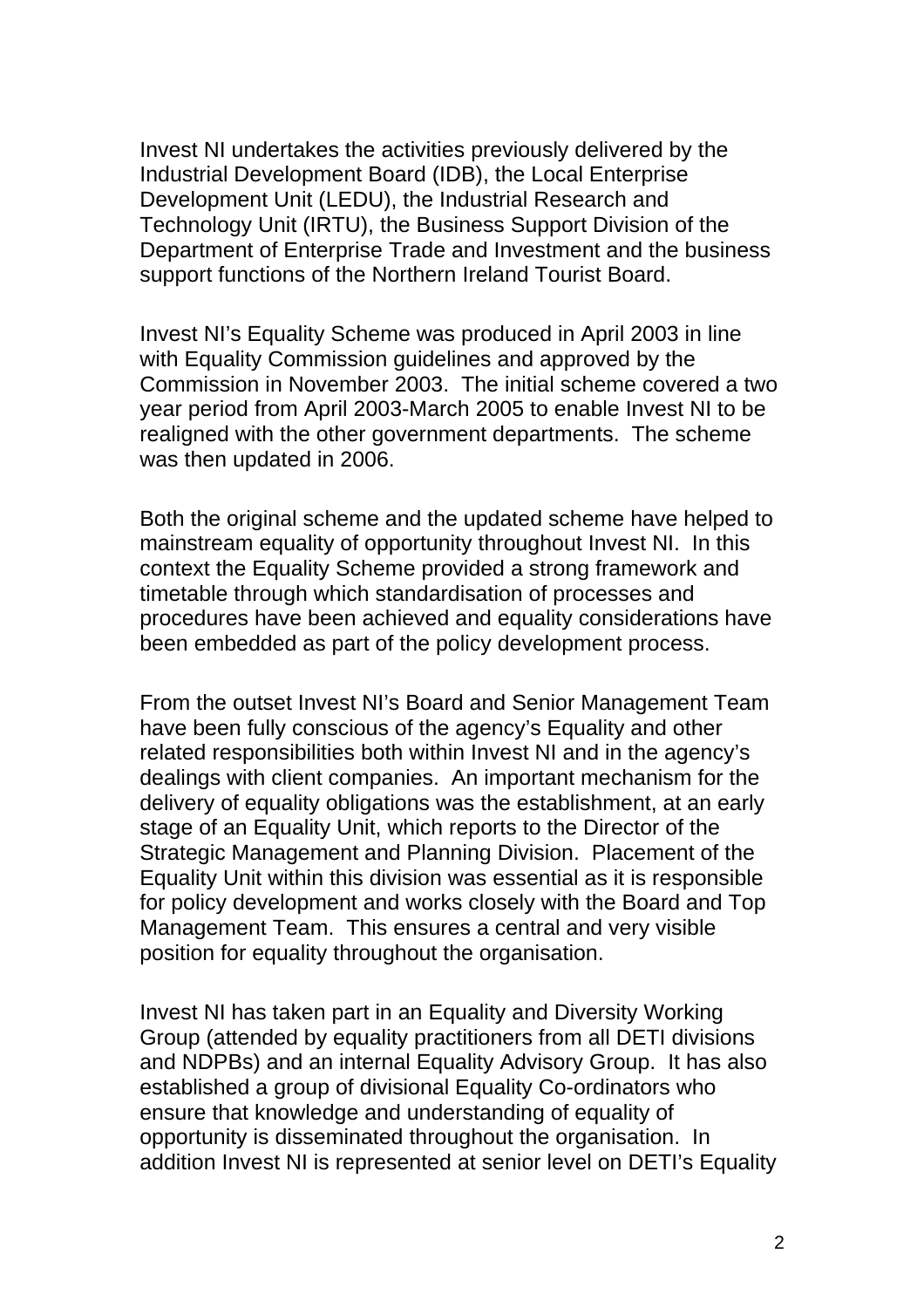Invest NI undertakes the activities previously delivered by the Industrial Development Board (IDB), the Local Enterprise Development Unit (LEDU), the Industrial Research and Technology Unit (IRTU), the Business Support Division of the Department of Enterprise Trade and Investment and the business support functions of the Northern Ireland Tourist Board.

Invest NI's Equality Scheme was produced in April 2003 in line with Equality Commission guidelines and approved by the Commission in November 2003. The initial scheme covered a two year period from April 2003-March 2005 to enable Invest NI to be realigned with the other government departments. The scheme was then updated in 2006.

Both the original scheme and the updated scheme have helped to mainstream equality of opportunity throughout Invest NI. In this context the Equality Scheme provided a strong framework and timetable through which standardisation of processes and procedures have been achieved and equality considerations have been embedded as part of the policy development process.

From the outset Invest NI's Board and Senior Management Team have been fully conscious of the agency's Equality and other related responsibilities both within Invest NI and in the agency's dealings with client companies. An important mechanism for the delivery of equality obligations was the establishment, at an early stage of an Equality Unit, which reports to the Director of the Strategic Management and Planning Division. Placement of the Equality Unit within this division was essential as it is responsible for policy development and works closely with the Board and Top Management Team. This ensures a central and very visible position for equality throughout the organisation.

Invest NI has taken part in an Equality and Diversity Working Group (attended by equality practitioners from all DETI divisions and NDPBs) and an internal Equality Advisory Group. It has also established a group of divisional Equality Co-ordinators who ensure that knowledge and understanding of equality of opportunity is disseminated throughout the organisation. In addition Invest NI is represented at senior level on DETI's Equality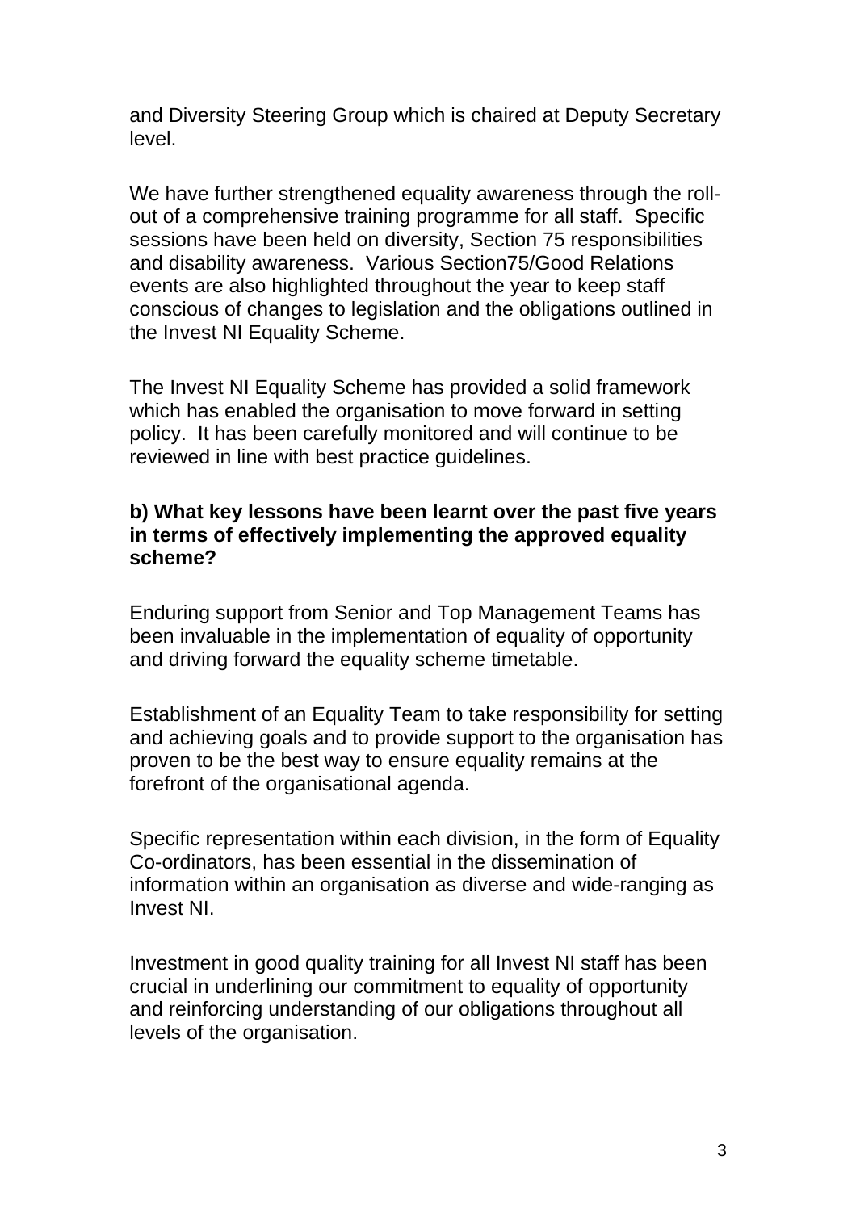and Diversity Steering Group which is chaired at Deputy Secretary level.

We have further strengthened equality awareness through the roll-out of a comprehensive training programme for all staff. Specific sessions have been held on diversity, Section 75 responsibilities and disability awareness. Various Section75/Good Relations events are also highlighted throughout the year to keep staff conscious of changes to legislation and the obligations outlined in the Invest NI Equality Scheme.

The Invest NI Equality Scheme has provided a solid framework which has enabled the organisation to move forward in setting policy. It has been carefully monitored and will continue to be reviewed in line with best practice guidelines.

**b) What key lessons have been learnt over the past five years in terms of effectively implementing the approved equality scheme?**

Enduring support from Senior and Top Management Teams has been invaluable in the implementation of equality of opportunity and driving forward the equality scheme timetable.

Establishment of an Equality Team to take responsibility for setting and achieving goals and to provide support to the organisation has proven to be the best way to ensure equality remains at the forefront of the organisational agenda.

Specific representation within each division, in the form of Equality Co-ordinators, has been essential in the dissemination of information within an organisation as diverse and wide-ranging as Invest NI.

Investment in good quality training for all Invest NI staff has been crucial in underlining our commitment to equality of opportunity and reinforcing understanding of our obligations throughout all levels of the organisation.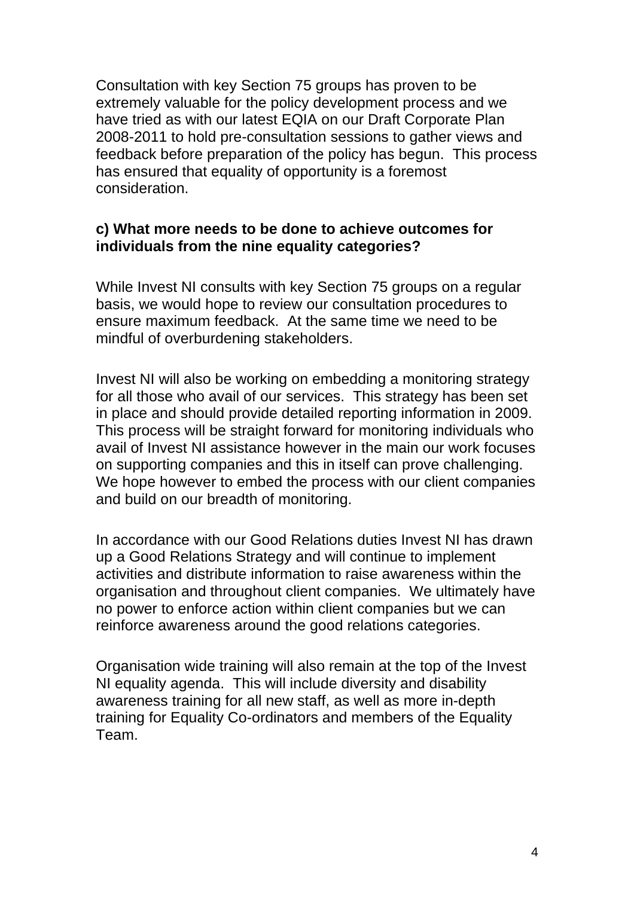Consultation with key Section 75 groups has proven to be extremely valuable for the policy development process and we have tried as with our latest EQIA on our Draft Corporate Plan 2008-2011 to hold pre-consultation sessions to gather views and feedback before preparation of the policy has begun. This process has ensured that equality of opportunity is a foremost consideration.

**c) What more needs to be done to achieve outcomes for individuals from the nine equality categories?**

While Invest NI consults with key Section 75 groups on a regular basis, we would hope to review our consultation procedures to ensure maximum feedback. At the same time we need to be mindful of overburdening stakeholders.

Invest NI will also be working on embedding a monitoring strategy for all those who avail of our services. This strategy has been set in place and should provide detailed reporting information in 2009. This process will be straight forward for monitoring individuals who avail of Invest NI assistance however in the main our work focuses on supporting companies and this in itself can prove challenging. We hope however to embed the process with our client companies and build on our breadth of monitoring.

In accordance with our Good Relations duties Invest NI has drawn up a Good Relations Strategy and will continue to implement activities and distribute information to raise awareness within the organisation and throughout client companies. We ultimately have no power to enforce action within client companies but we can reinforce awareness around the good relations categories.

Organisation wide training will also remain at the top of the Invest NI equality agenda. This will include diversity and disability awareness training for all new staff, as well as more in-depth training for Equality Co-ordinators and members of the Equality Team.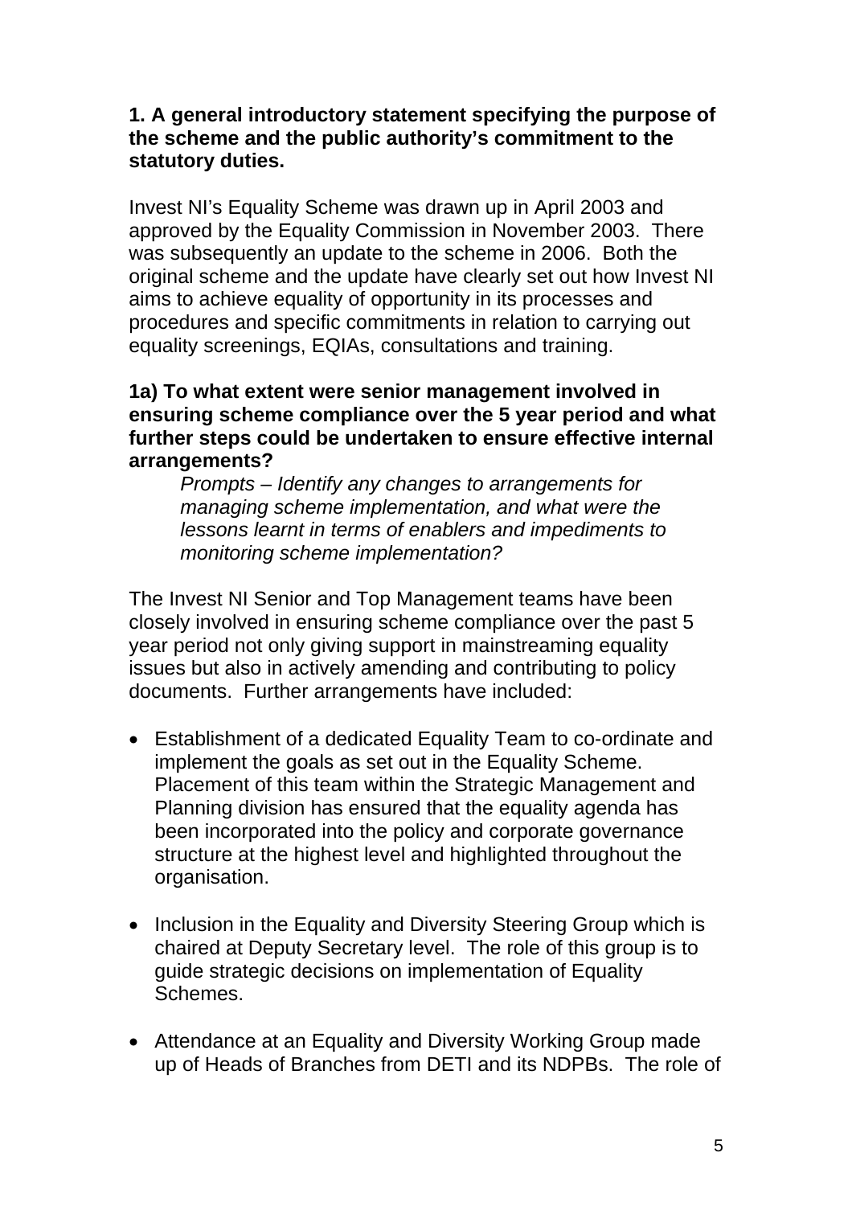**1. A general introductory statement specifying the purpose of the scheme and the public authority's commitment to the statutory duties.**

Invest NI's Equality Scheme was drawn up in April 2003 and approved by the Equality Commission in November 2003. There was subsequently an update to the scheme in 2006. Both the original scheme and the update have clearly set out how Invest NI aims to achieve equality of opportunity in its processes and procedures and specific commitments in relation to carrying out equality screenings, EQIAs, consultations and training.

**1a) To what extent were senior management involved in ensuring scheme compliance over the 5 year period and what further steps could be undertaken to ensure effective internal arrangements?**

> *Prompts – Identify any changes to arrangements for managing scheme implementation, and what were the lessons learnt in terms of enablers and impediments to monitoring scheme implementation?*

The Invest NI Senior and Top Management teams have been closely involved in ensuring scheme compliance over the past 5 year period not only giving support in mainstreaming equality issues but also in actively amending and contributing to policy documents. Further arrangements have included:

- Establishment of a dedicated Equality Team to co-ordinate and implement the goals as set out in the Equality Scheme. Placement of this team within the Strategic Management and Planning division has ensured that the equality agenda has been incorporated into the policy and corporate governance structure at the highest level and highlighted throughout the organisation.

- Inclusion in the Equality and Diversity Steering Group which is chaired at Deputy Secretary level. The role of this group is to guide strategic decisions on implementation of Equality Schemes.

- Attendance at an Equality and Diversity Working Group made up of Heads of Branches from DETI and its NDPBs. The role of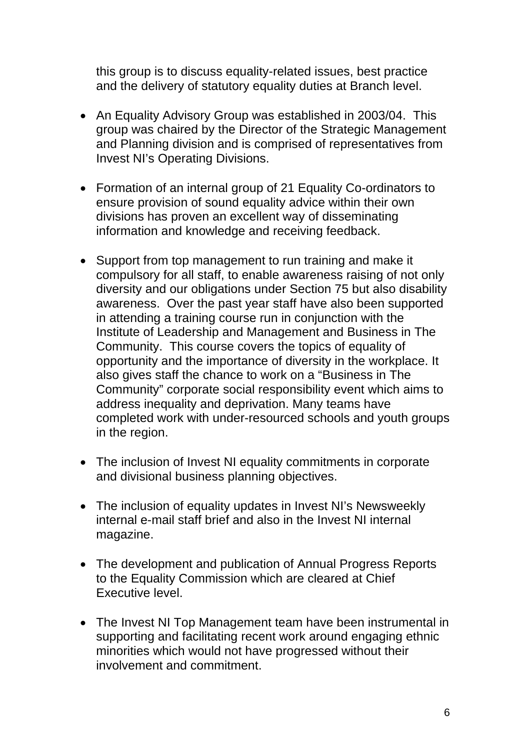this group is to discuss equality-related issues, best practice and the delivery of statutory equality duties at Branch level.

- An Equality Advisory Group was established in 2003/04. This group was chaired by the Director of the Strategic Management and Planning division and is comprised of representatives from Invest NI's Operating Divisions.

- Formation of an internal group of 21 Equality Co-ordinators to ensure provision of sound equality advice within their own divisions has proven an excellent way of disseminating information and knowledge and receiving feedback.

- Support from top management to run training and make it compulsory for all staff, to enable awareness raising of not only diversity and our obligations under Section 75 but also disability awareness. Over the past year staff have also been supported in attending a training course run in conjunction with the Institute of Leadership and Management and Business in The Community. This course covers the topics of equality of opportunity and the importance of diversity in the workplace. It also gives staff the chance to work on a "Business in The Community" corporate social responsibility event which aims to address inequality and deprivation. Many teams have completed work with under-resourced schools and youth groups in the region.

- The inclusion of Invest NI equality commitments in corporate and divisional business planning objectives.

- The inclusion of equality updates in Invest NI's Newsweekly internal e-mail staff brief and also in the Invest NI internal magazine.

- The development and publication of Annual Progress Reports to the Equality Commission which are cleared at Chief Executive level.

- The Invest NI Top Management team have been instrumental in supporting and facilitating recent work around engaging ethnic minorities which would not have progressed without their involvement and commitment.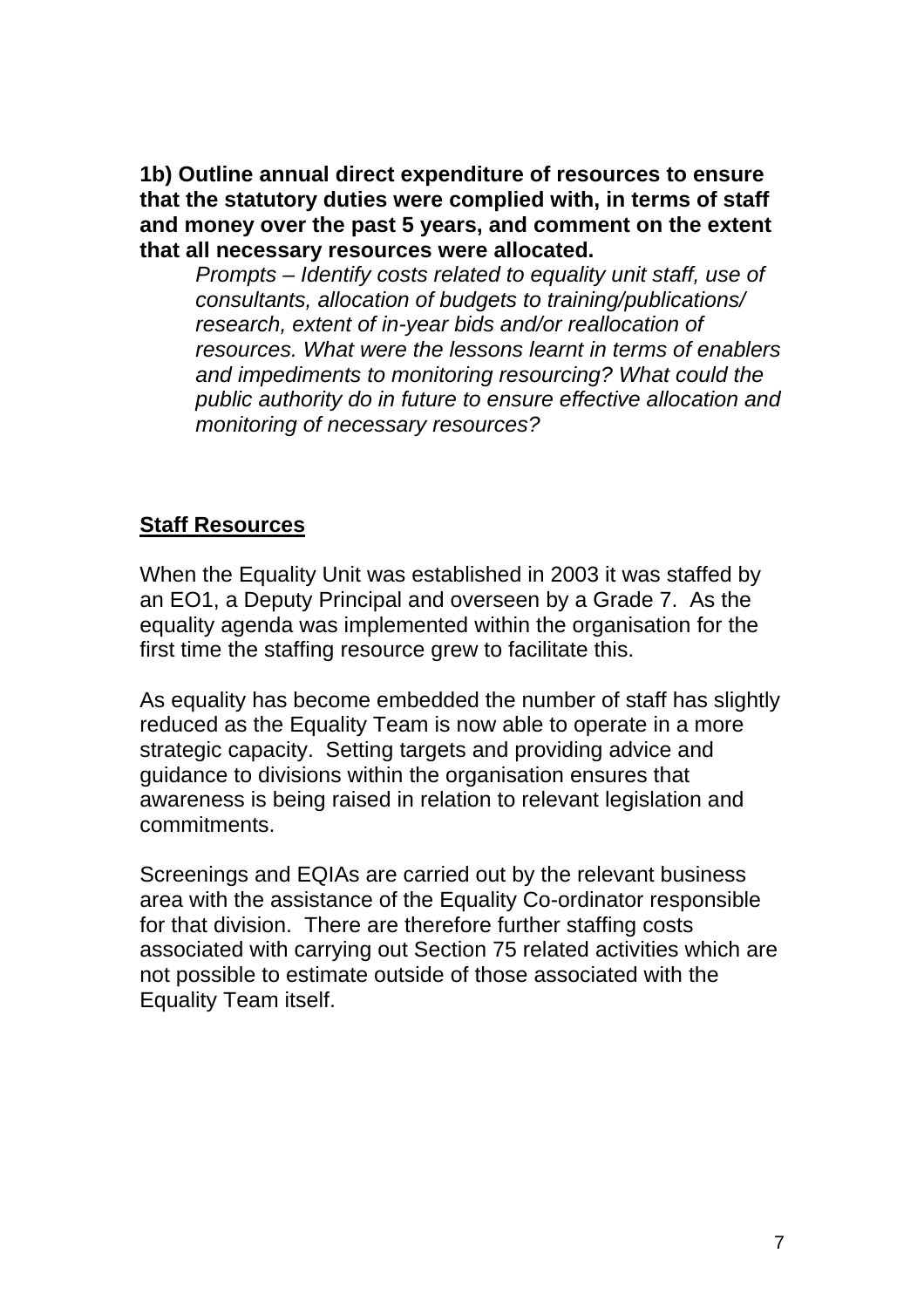**1b) Outline annual direct expenditure of resources to ensure that the statutory duties were complied with, in terms of staff and money over the past 5 years, and comment on the extent that all necessary resources were allocated.**

*Prompts – Identify costs related to equality unit staff, use of consultants, allocation of budgets to training/publications/ research, extent of in-year bids and/or reallocation of resources. What were the lessons learnt in terms of enablers and impediments to monitoring resourcing? What could the public authority do in future to ensure effective allocation and monitoring of necessary resources?*

**Staff Resources**

When the Equality Unit was established in 2003 it was staffed by an EO1, a Deputy Principal and overseen by a Grade 7. As the equality agenda was implemented within the organisation for the first time the staffing resource grew to facilitate this.

As equality has become embedded the number of staff has slightly reduced as the Equality Team is now able to operate in a more strategic capacity. Setting targets and providing advice and guidance to divisions within the organisation ensures that awareness is being raised in relation to relevant legislation and commitments.

Screenings and EQIAs are carried out by the relevant business area with the assistance of the Equality Co-ordinator responsible for that division. There are therefore further staffing costs associated with carrying out Section 75 related activities which are not possible to estimate outside of those associated with the Equality Team itself.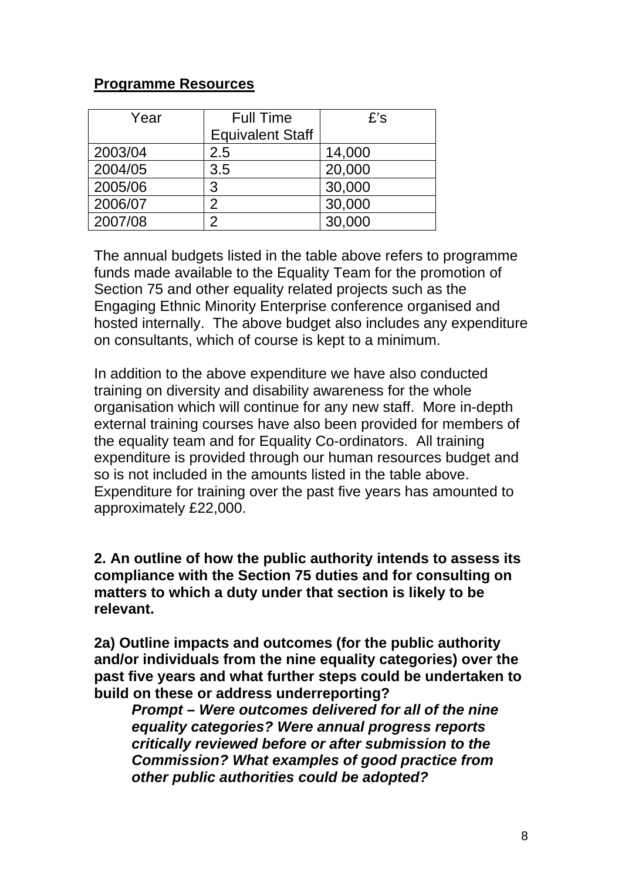**Programme Resources**

| Year | Full Time Equivalent Staff | £'s |
|---|---|---|
| 2003/04 | 2.5 | 14,000 |
| 2004/05 | 3.5 | 20,000 |
| 2005/06 | 3 | 30,000 |
| 2006/07 | 2 | 30,000 |
| 2007/08 | 2 | 30,000 |

The annual budgets listed in the table above refers to programme funds made available to the Equality Team for the promotion of Section 75 and other equality related projects such as the Engaging Ethnic Minority Enterprise conference organised and hosted internally. The above budget also includes any expenditure on consultants, which of course is kept to a minimum.

In addition to the above expenditure we have also conducted training on diversity and disability awareness for the whole organisation which will continue for any new staff. More in-depth external training courses have also been provided for members of the equality team and for Equality Co-ordinators. All training expenditure is provided through our human resources budget and so is not included in the amounts listed in the table above. Expenditure for training over the past five years has amounted to approximately £22,000.

**2. An outline of how the public authority intends to assess its compliance with the Section 75 duties and for consulting on matters to which a duty under that section is likely to be relevant.**

**2a) Outline impacts and outcomes (for the public authority and/or individuals from the nine equality categories) over the past five years and what further steps could be undertaken to build on these or address underreporting?**

> ***Prompt – Were outcomes delivered for all of the nine equality categories? Were annual progress reports critically reviewed before or after submission to the Commission? What examples of good practice from other public authorities could be adopted?***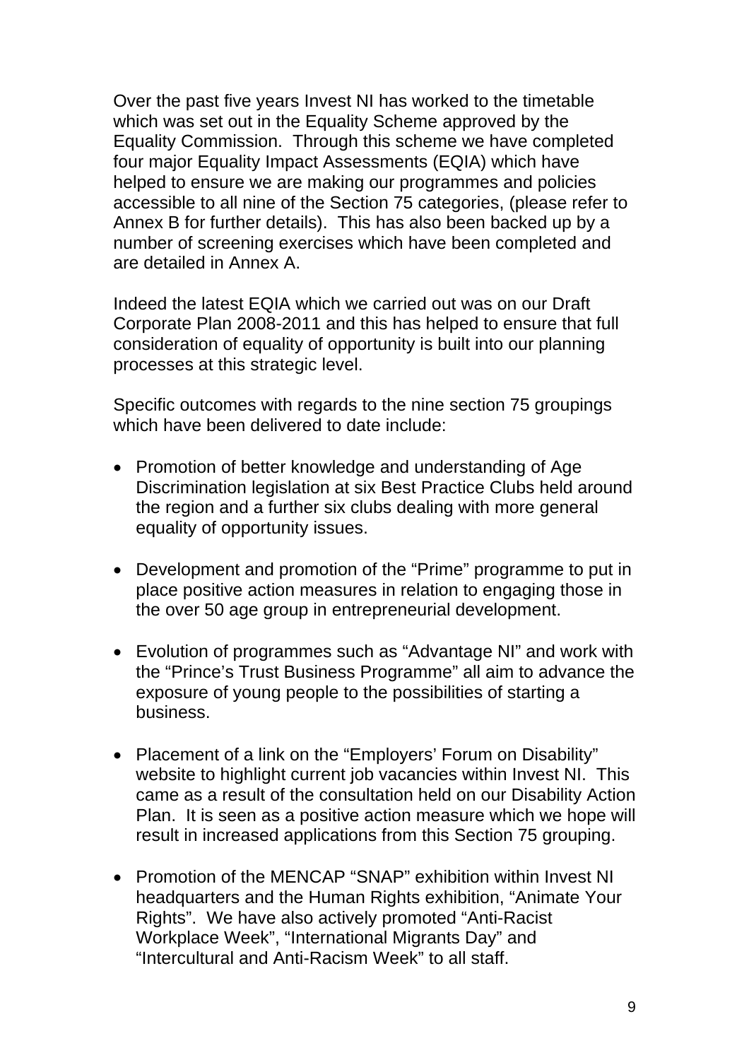Over the past five years Invest NI has worked to the timetable which was set out in the Equality Scheme approved by the Equality Commission. Through this scheme we have completed four major Equality Impact Assessments (EQIA) which have helped to ensure we are making our programmes and policies accessible to all nine of the Section 75 categories, (please refer to Annex B for further details). This has also been backed up by a number of screening exercises which have been completed and are detailed in Annex A.

Indeed the latest EQIA which we carried out was on our Draft Corporate Plan 2008-2011 and this has helped to ensure that full consideration of equality of opportunity is built into our planning processes at this strategic level.

Specific outcomes with regards to the nine section 75 groupings which have been delivered to date include:

- Promotion of better knowledge and understanding of Age Discrimination legislation at six Best Practice Clubs held around the region and a further six clubs dealing with more general equality of opportunity issues.
- Development and promotion of the "Prime" programme to put in place positive action measures in relation to engaging those in the over 50 age group in entrepreneurial development.
- Evolution of programmes such as "Advantage NI" and work with the "Prince's Trust Business Programme" all aim to advance the exposure of young people to the possibilities of starting a business.
- Placement of a link on the "Employers' Forum on Disability" website to highlight current job vacancies within Invest NI. This came as a result of the consultation held on our Disability Action Plan. It is seen as a positive action measure which we hope will result in increased applications from this Section 75 grouping.
- Promotion of the MENCAP "SNAP" exhibition within Invest NI headquarters and the Human Rights exhibition, "Animate Your Rights". We have also actively promoted "Anti-Racist Workplace Week", "International Migrants Day" and "Intercultural and Anti-Racism Week" to all staff.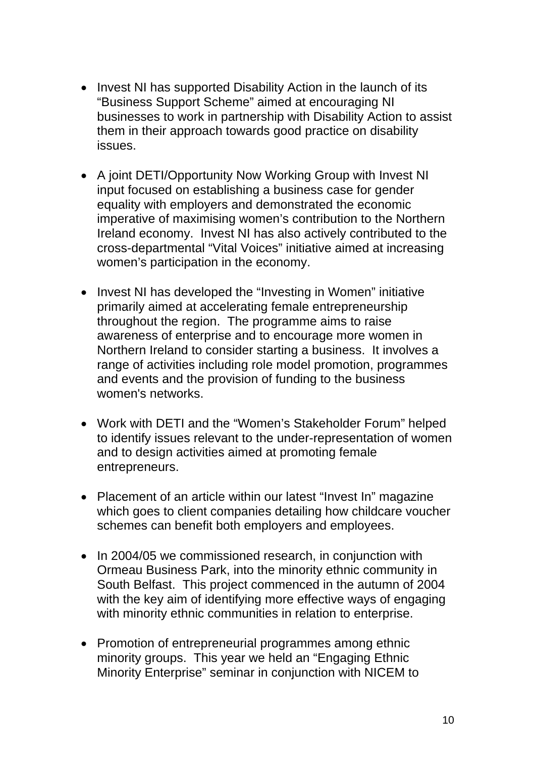- Invest NI has supported Disability Action in the launch of its "Business Support Scheme" aimed at encouraging NI businesses to work in partnership with Disability Action to assist them in their approach towards good practice on disability issues.

- A joint DETI/Opportunity Now Working Group with Invest NI input focused on establishing a business case for gender equality with employers and demonstrated the economic imperative of maximising women's contribution to the Northern Ireland economy. Invest NI has also actively contributed to the cross-departmental "Vital Voices" initiative aimed at increasing women's participation in the economy.

- Invest NI has developed the "Investing in Women" initiative primarily aimed at accelerating female entrepreneurship throughout the region. The programme aims to raise awareness of enterprise and to encourage more women in Northern Ireland to consider starting a business. It involves a range of activities including role model promotion, programmes and events and the provision of funding to the business women's networks.

- Work with DETI and the "Women's Stakeholder Forum" helped to identify issues relevant to the under-representation of women and to design activities aimed at promoting female entrepreneurs.

- Placement of an article within our latest "Invest In" magazine which goes to client companies detailing how childcare voucher schemes can benefit both employers and employees.

- In 2004/05 we commissioned research, in conjunction with Ormeau Business Park, into the minority ethnic community in South Belfast. This project commenced in the autumn of 2004 with the key aim of identifying more effective ways of engaging with minority ethnic communities in relation to enterprise.

- Promotion of entrepreneurial programmes among ethnic minority groups. This year we held an "Engaging Ethnic Minority Enterprise" seminar in conjunction with NICEM to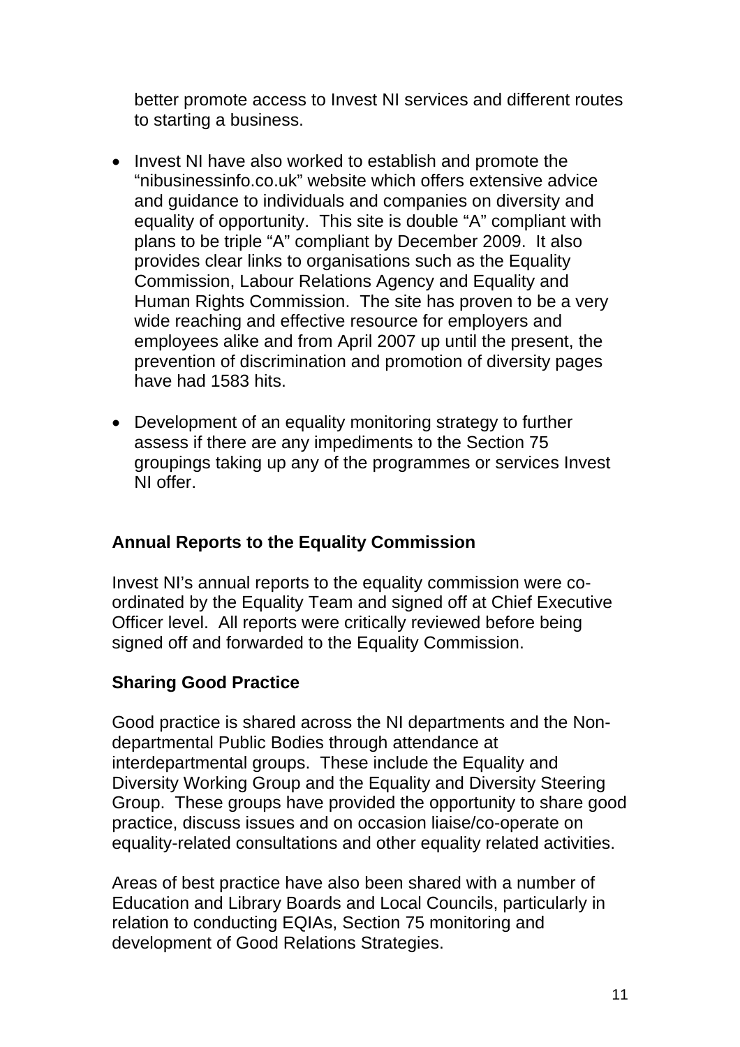better promote access to Invest NI services and different routes to starting a business.

- Invest NI have also worked to establish and promote the "nibusinessinfo.co.uk" website which offers extensive advice and guidance to individuals and companies on diversity and equality of opportunity. This site is double "A" compliant with plans to be triple "A" compliant by December 2009. It also provides clear links to organisations such as the Equality Commission, Labour Relations Agency and Equality and Human Rights Commission. The site has proven to be a very wide reaching and effective resource for employers and employees alike and from April 2007 up until the present, the prevention of discrimination and promotion of diversity pages have had 1583 hits.

- Development of an equality monitoring strategy to further assess if there are any impediments to the Section 75 groupings taking up any of the programmes or services Invest NI offer.

**Annual Reports to the Equality Commission**

Invest NI's annual reports to the equality commission were co-ordinated by the Equality Team and signed off at Chief Executive Officer level. All reports were critically reviewed before being signed off and forwarded to the Equality Commission.

**Sharing Good Practice**

Good practice is shared across the NI departments and the Non-departmental Public Bodies through attendance at interdepartmental groups. These include the Equality and Diversity Working Group and the Equality and Diversity Steering Group. These groups have provided the opportunity to share good practice, discuss issues and on occasion liaise/co-operate on equality-related consultations and other equality related activities.

Areas of best practice have also been shared with a number of Education and Library Boards and Local Councils, particularly in relation to conducting EQIAs, Section 75 monitoring and development of Good Relations Strategies.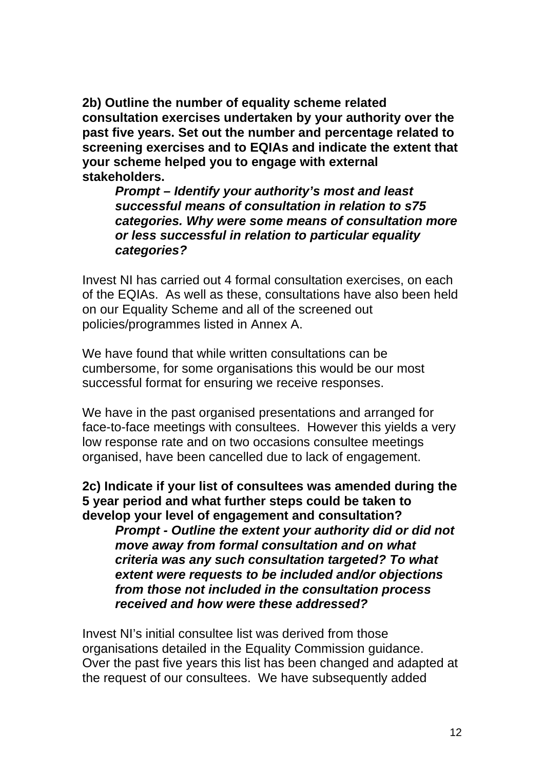**2b) Outline the number of equality scheme related consultation exercises undertaken by your authority over the past five years. Set out the number and percentage related to screening exercises and to EQIAs and indicate the extent that your scheme helped you to engage with external stakeholders.**

> ***Prompt – Identify your authority's most and least successful means of consultation in relation to s75 categories. Why were some means of consultation more or less successful in relation to particular equality categories?***

Invest NI has carried out 4 formal consultation exercises, on each of the EQIAs. As well as these, consultations have also been held on our Equality Scheme and all of the screened out policies/programmes listed in Annex A.

We have found that while written consultations can be cumbersome, for some organisations this would be our most successful format for ensuring we receive responses.

We have in the past organised presentations and arranged for face-to-face meetings with consultees. However this yields a very low response rate and on two occasions consultee meetings organised, have been cancelled due to lack of engagement.

**2c) Indicate if your list of consultees was amended during the 5 year period and what further steps could be taken to develop your level of engagement and consultation?**

> ***Prompt - Outline the extent your authority did or did not move away from formal consultation and on what criteria was any such consultation targeted? To what extent were requests to be included and/or objections from those not included in the consultation process received and how were these addressed?***

Invest NI's initial consultee list was derived from those organisations detailed in the Equality Commission guidance. Over the past five years this list has been changed and adapted at the request of our consultees. We have subsequently added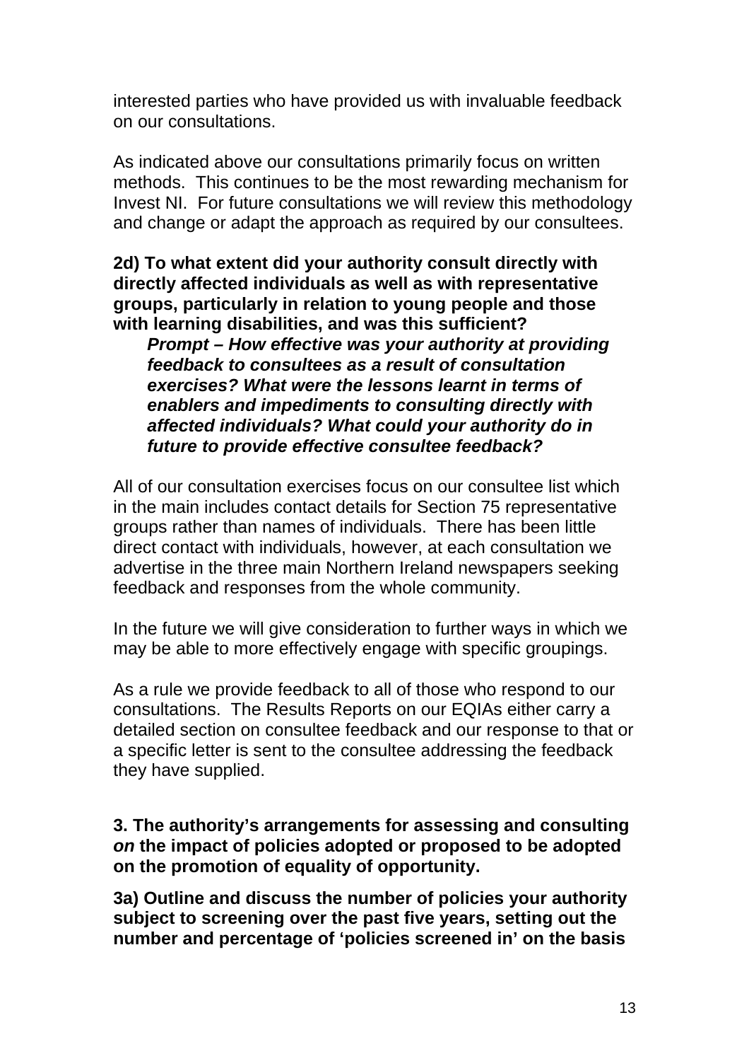interested parties who have provided us with invaluable feedback on our consultations.

As indicated above our consultations primarily focus on written methods. This continues to be the most rewarding mechanism for Invest NI. For future consultations we will review this methodology and change or adapt the approach as required by our consultees.

**2d) To what extent did your authority consult directly with directly affected individuals as well as with representative groups, particularly in relation to young people and those with learning disabilities, and was this sufficient?**

> ***Prompt – How effective was your authority at providing feedback to consultees as a result of consultation exercises? What were the lessons learnt in terms of enablers and impediments to consulting directly with affected individuals? What could your authority do in future to provide effective consultee feedback?***

All of our consultation exercises focus on our consultee list which in the main includes contact details for Section 75 representative groups rather than names of individuals. There has been little direct contact with individuals, however, at each consultation we advertise in the three main Northern Ireland newspapers seeking feedback and responses from the whole community.

In the future we will give consideration to further ways in which we may be able to more effectively engage with specific groupings.

As a rule we provide feedback to all of those who respond to our consultations. The Results Reports on our EQIAs either carry a detailed section on consultee feedback and our response to that or a specific letter is sent to the consultee addressing the feedback they have supplied.

**3. The authority's arrangements for assessing and consulting *on* the impact of policies adopted or proposed to be adopted on the promotion of equality of opportunity.**

**3a) Outline and discuss the number of policies your authority subject to screening over the past five years, setting out the number and percentage of 'policies screened in' on the basis**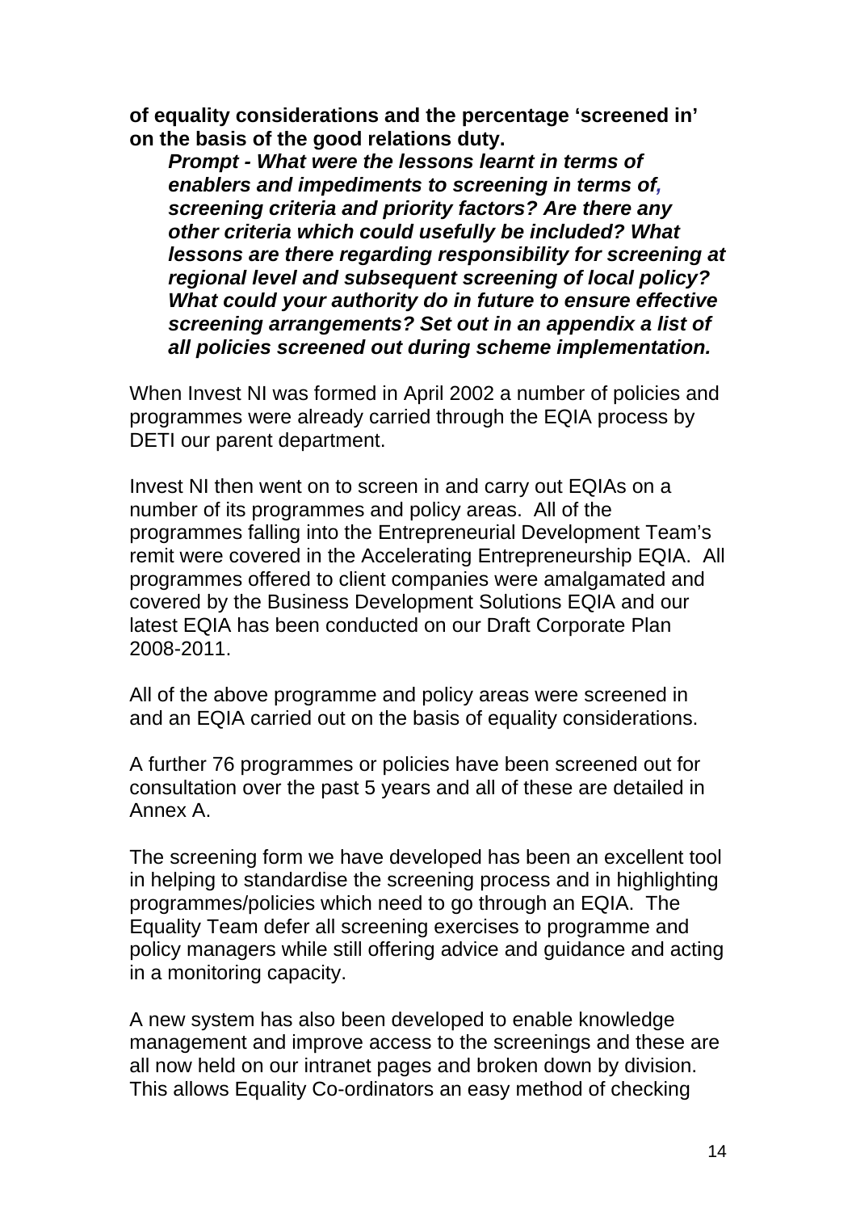**of equality considerations and the percentage 'screened in' on the basis of the good relations duty.**

> ***Prompt - What were the lessons learnt in terms of enablers and impediments to screening in terms of, screening criteria and priority factors? Are there any other criteria which could usefully be included? What lessons are there regarding responsibility for screening at regional level and subsequent screening of local policy? What could your authority do in future to ensure effective screening arrangements? Set out in an appendix a list of all policies screened out during scheme implementation.***

When Invest NI was formed in April 2002 a number of policies and programmes were already carried through the EQIA process by DETI our parent department.

Invest NI then went on to screen in and carry out EQIAs on a number of its programmes and policy areas. All of the programmes falling into the Entrepreneurial Development Team's remit were covered in the Accelerating Entrepreneurship EQIA. All programmes offered to client companies were amalgamated and covered by the Business Development Solutions EQIA and our latest EQIA has been conducted on our Draft Corporate Plan 2008-2011.

All of the above programme and policy areas were screened in and an EQIA carried out on the basis of equality considerations.

A further 76 programmes or policies have been screened out for consultation over the past 5 years and all of these are detailed in Annex A.

The screening form we have developed has been an excellent tool in helping to standardise the screening process and in highlighting programmes/policies which need to go through an EQIA. The Equality Team defer all screening exercises to programme and policy managers while still offering advice and guidance and acting in a monitoring capacity.

A new system has also been developed to enable knowledge management and improve access to the screenings and these are all now held on our intranet pages and broken down by division. This allows Equality Co-ordinators an easy method of checking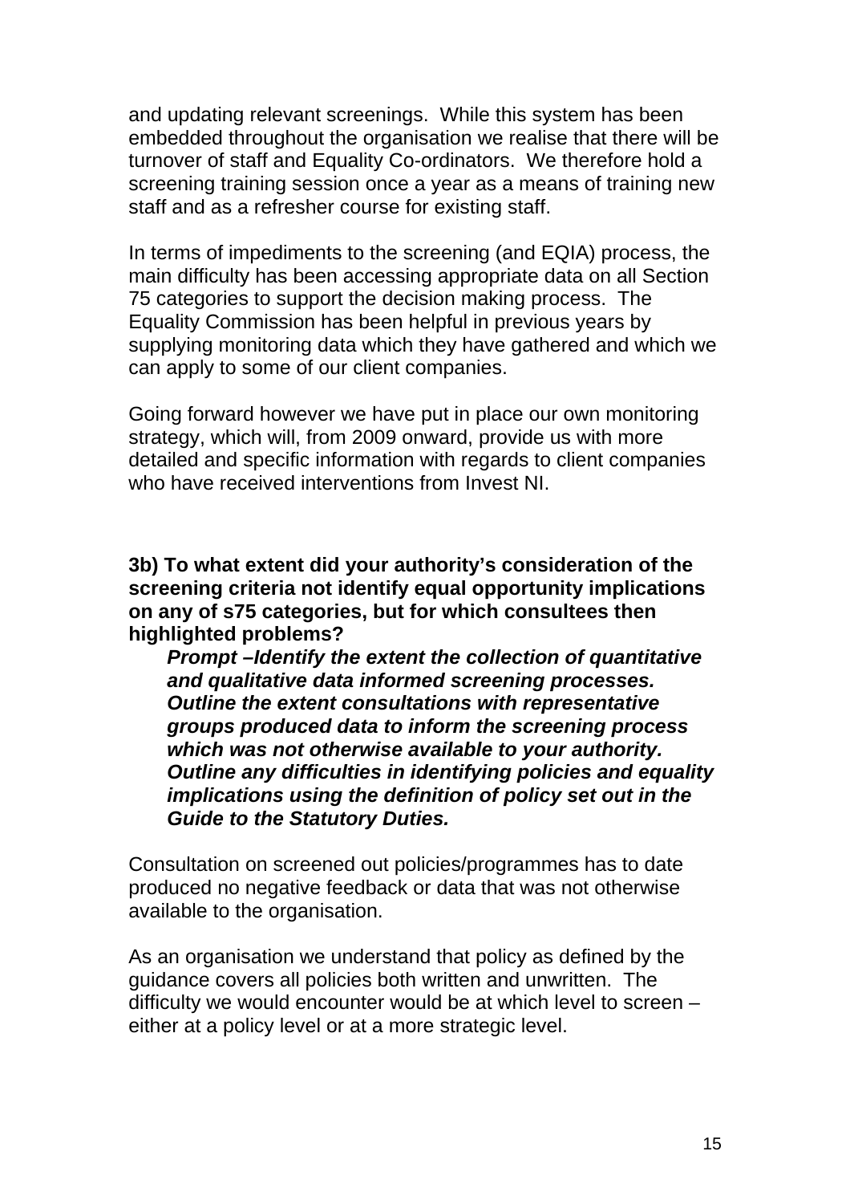and updating relevant screenings. While this system has been embedded throughout the organisation we realise that there will be turnover of staff and Equality Co-ordinators. We therefore hold a screening training session once a year as a means of training new staff and as a refresher course for existing staff.

In terms of impediments to the screening (and EQIA) process, the main difficulty has been accessing appropriate data on all Section 75 categories to support the decision making process. The Equality Commission has been helpful in previous years by supplying monitoring data which they have gathered and which we can apply to some of our client companies.

Going forward however we have put in place our own monitoring strategy, which will, from 2009 onward, provide us with more detailed and specific information with regards to client companies who have received interventions from Invest NI.

**3b) To what extent did your authority's consideration of the screening criteria not identify equal opportunity implications on any of s75 categories, but for which consultees then highlighted problems?**

> ***Prompt –Identify the extent the collection of quantitative and qualitative data informed screening processes. Outline the extent consultations with representative groups produced data to inform the screening process which was not otherwise available to your authority. Outline any difficulties in identifying policies and equality implications using the definition of policy set out in the Guide to the Statutory Duties.***

Consultation on screened out policies/programmes has to date produced no negative feedback or data that was not otherwise available to the organisation.

As an organisation we understand that policy as defined by the guidance covers all policies both written and unwritten. The difficulty we would encounter would be at which level to screen – either at a policy level or at a more strategic level.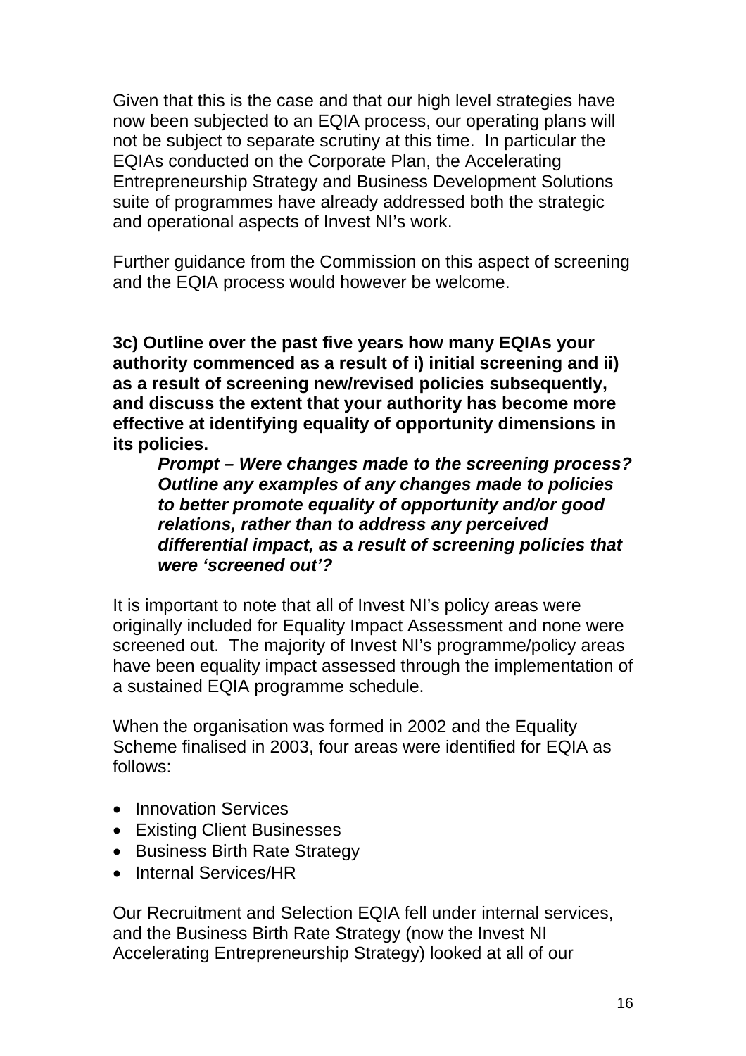Given that this is the case and that our high level strategies have now been subjected to an EQIA process, our operating plans will not be subject to separate scrutiny at this time. In particular the EQIAs conducted on the Corporate Plan, the Accelerating Entrepreneurship Strategy and Business Development Solutions suite of programmes have already addressed both the strategic and operational aspects of Invest NI's work.

Further guidance from the Commission on this aspect of screening and the EQIA process would however be welcome.

**3c) Outline over the past five years how many EQIAs your authority commenced as a result of i) initial screening and ii) as a result of screening new/revised policies subsequently, and discuss the extent that your authority has become more effective at identifying equality of opportunity dimensions in its policies.**

> ***Prompt – Were changes made to the screening process? Outline any examples of any changes made to policies to better promote equality of opportunity and/or good relations, rather than to address any perceived differential impact, as a result of screening policies that were 'screened out'?***

It is important to note that all of Invest NI's policy areas were originally included for Equality Impact Assessment and none were screened out. The majority of Invest NI's programme/policy areas have been equality impact assessed through the implementation of a sustained EQIA programme schedule.

When the organisation was formed in 2002 and the Equality Scheme finalised in 2003, four areas were identified for EQIA as follows:

- Innovation Services
- Existing Client Businesses
- Business Birth Rate Strategy
- Internal Services/HR

Our Recruitment and Selection EQIA fell under internal services, and the Business Birth Rate Strategy (now the Invest NI Accelerating Entrepreneurship Strategy) looked at all of our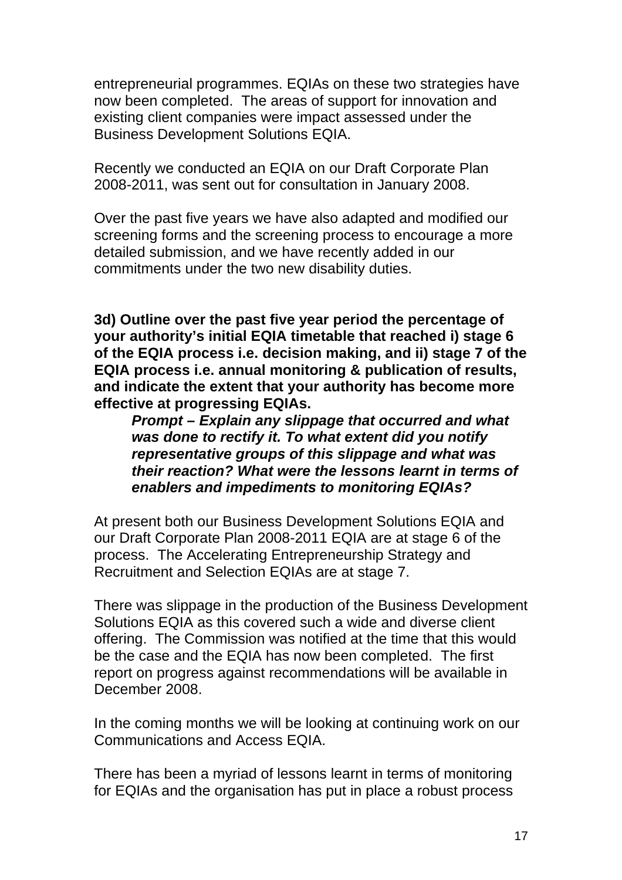entrepreneurial programmes. EQIAs on these two strategies have now been completed. The areas of support for innovation and existing client companies were impact assessed under the Business Development Solutions EQIA.

Recently we conducted an EQIA on our Draft Corporate Plan 2008-2011, was sent out for consultation in January 2008.

Over the past five years we have also adapted and modified our screening forms and the screening process to encourage a more detailed submission, and we have recently added in our commitments under the two new disability duties.

**3d) Outline over the past five year period the percentage of your authority's initial EQIA timetable that reached i) stage 6 of the EQIA process i.e. decision making, and ii) stage 7 of the EQIA process i.e. annual monitoring & publication of results, and indicate the extent that your authority has become more effective at progressing EQIAs.**

> ***Prompt – Explain any slippage that occurred and what was done to rectify it. To what extent did you notify representative groups of this slippage and what was their reaction? What were the lessons learnt in terms of enablers and impediments to monitoring EQIAs?***

At present both our Business Development Solutions EQIA and our Draft Corporate Plan 2008-2011 EQIA are at stage 6 of the process. The Accelerating Entrepreneurship Strategy and Recruitment and Selection EQIAs are at stage 7.

There was slippage in the production of the Business Development Solutions EQIA as this covered such a wide and diverse client offering. The Commission was notified at the time that this would be the case and the EQIA has now been completed. The first report on progress against recommendations will be available in December 2008.

In the coming months we will be looking at continuing work on our Communications and Access EQIA.

There has been a myriad of lessons learnt in terms of monitoring for EQIAs and the organisation has put in place a robust process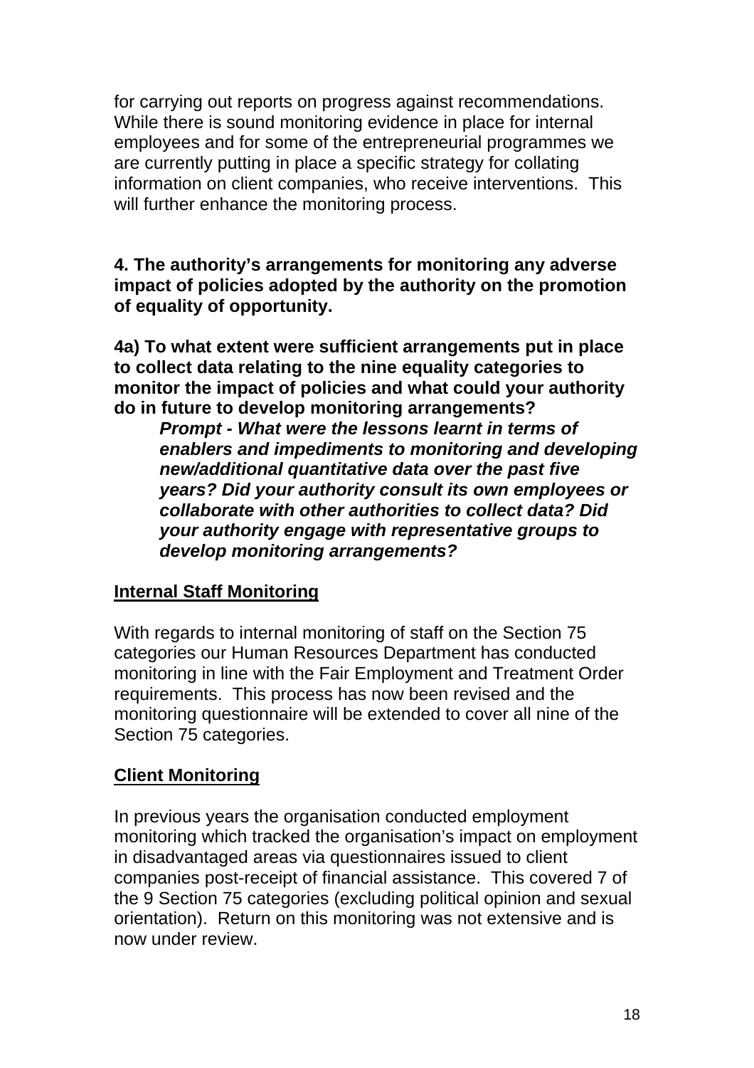for carrying out reports on progress against recommendations. While there is sound monitoring evidence in place for internal employees and for some of the entrepreneurial programmes we are currently putting in place a specific strategy for collating information on client companies, who receive interventions. This will further enhance the monitoring process.

**4. The authority's arrangements for monitoring any adverse impact of policies adopted by the authority on the promotion of equality of opportunity.**

**4a) To what extent were sufficient arrangements put in place to collect data relating to the nine equality categories to monitor the impact of policies and what could your authority do in future to develop monitoring arrangements?**

> ***Prompt - What were the lessons learnt in terms of enablers and impediments to monitoring and developing new/additional quantitative data over the past five years? Did your authority consult its own employees or collaborate with other authorities to collect data? Did your authority engage with representative groups to develop monitoring arrangements?***

**Internal Staff Monitoring**

With regards to internal monitoring of staff on the Section 75 categories our Human Resources Department has conducted monitoring in line with the Fair Employment and Treatment Order requirements. This process has now been revised and the monitoring questionnaire will be extended to cover all nine of the Section 75 categories.

**Client Monitoring**

In previous years the organisation conducted employment monitoring which tracked the organisation's impact on employment in disadvantaged areas via questionnaires issued to client companies post-receipt of financial assistance. This covered 7 of the 9 Section 75 categories (excluding political opinion and sexual orientation). Return on this monitoring was not extensive and is now under review.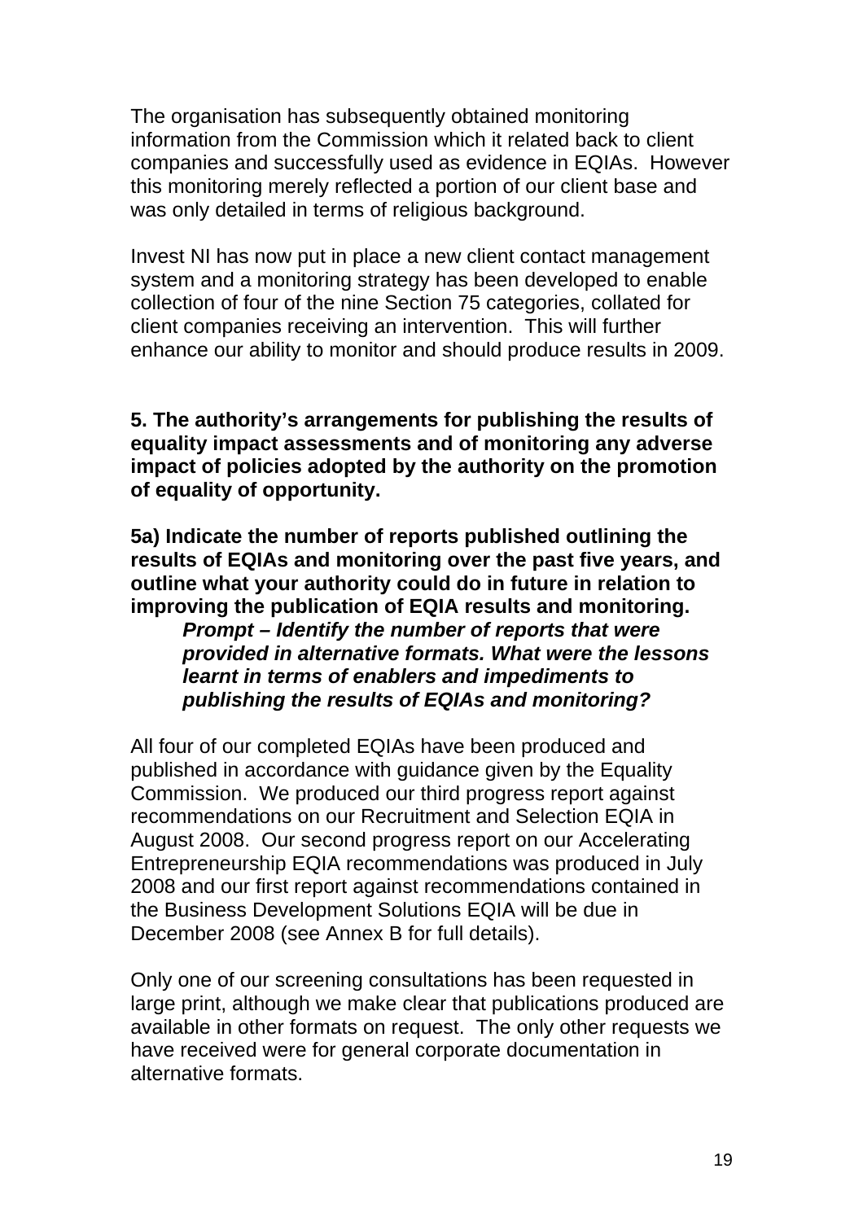The organisation has subsequently obtained monitoring information from the Commission which it related back to client companies and successfully used as evidence in EQIAs. However this monitoring merely reflected a portion of our client base and was only detailed in terms of religious background.

Invest NI has now put in place a new client contact management system and a monitoring strategy has been developed to enable collection of four of the nine Section 75 categories, collated for client companies receiving an intervention. This will further enhance our ability to monitor and should produce results in 2009.

**5. The authority's arrangements for publishing the results of equality impact assessments and of monitoring any adverse impact of policies adopted by the authority on the promotion of equality of opportunity.**

**5a) Indicate the number of reports published outlining the results of EQIAs and monitoring over the past five years, and outline what your authority could do in future in relation to improving the publication of EQIA results and monitoring.**

> ***Prompt – Identify the number of reports that were provided in alternative formats. What were the lessons learnt in terms of enablers and impediments to publishing the results of EQIAs and monitoring?***

All four of our completed EQIAs have been produced and published in accordance with guidance given by the Equality Commission. We produced our third progress report against recommendations on our Recruitment and Selection EQIA in August 2008. Our second progress report on our Accelerating Entrepreneurship EQIA recommendations was produced in July 2008 and our first report against recommendations contained in the Business Development Solutions EQIA will be due in December 2008 (see Annex B for full details).

Only one of our screening consultations has been requested in large print, although we make clear that publications produced are available in other formats on request. The only other requests we have received were for general corporate documentation in alternative formats.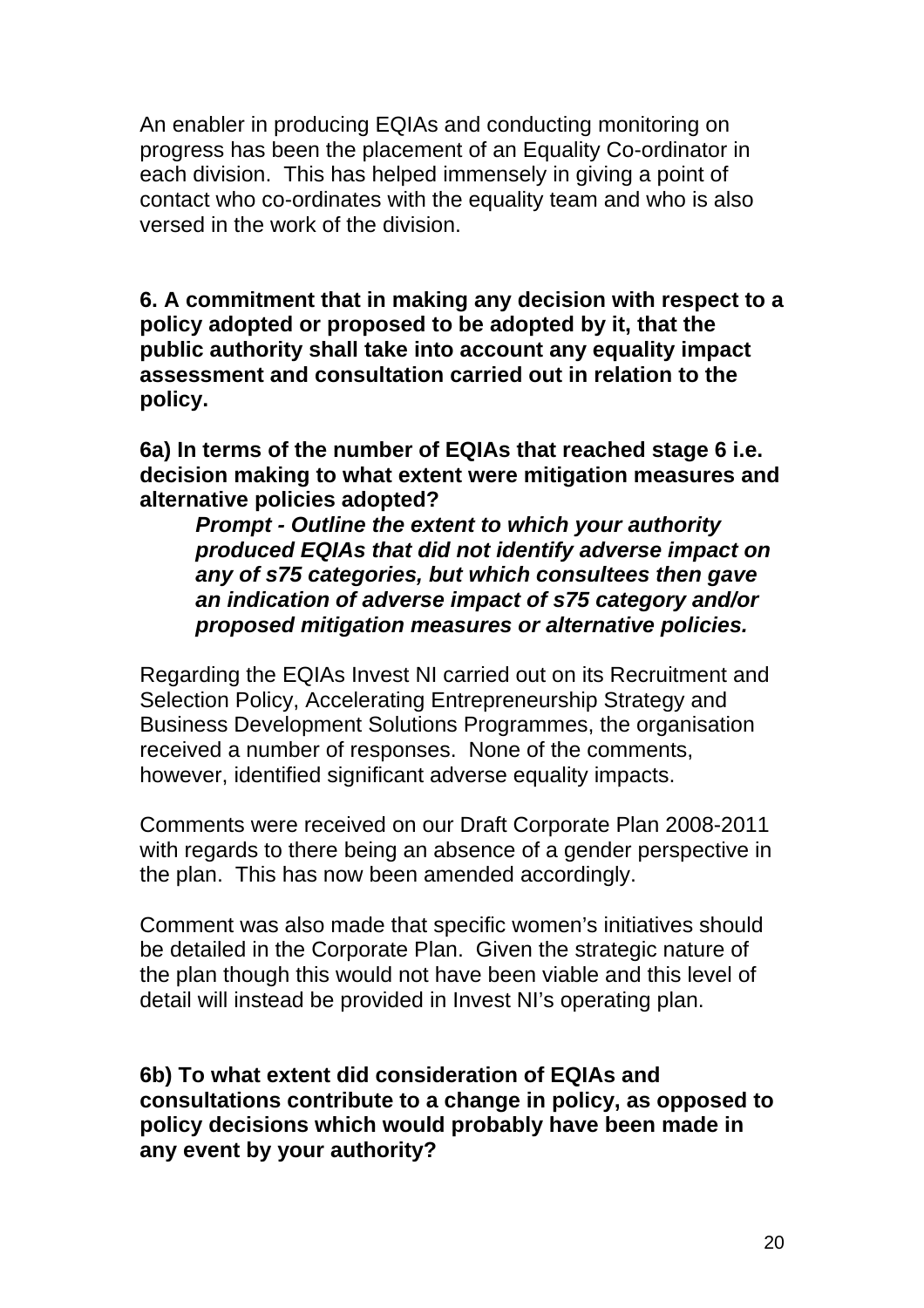An enabler in producing EQIAs and conducting monitoring on progress has been the placement of an Equality Co-ordinator in each division. This has helped immensely in giving a point of contact who co-ordinates with the equality team and who is also versed in the work of the division.

**6. A commitment that in making any decision with respect to a policy adopted or proposed to be adopted by it, that the public authority shall take into account any equality impact assessment and consultation carried out in relation to the policy.**

**6a) In terms of the number of EQIAs that reached stage 6 i.e. decision making to what extent were mitigation measures and alternative policies adopted?**

> ***Prompt - Outline the extent to which your authority produced EQIAs that did not identify adverse impact on any of s75 categories, but which consultees then gave an indication of adverse impact of s75 category and/or proposed mitigation measures or alternative policies.***

Regarding the EQIAs Invest NI carried out on its Recruitment and Selection Policy, Accelerating Entrepreneurship Strategy and Business Development Solutions Programmes, the organisation received a number of responses. None of the comments, however, identified significant adverse equality impacts.

Comments were received on our Draft Corporate Plan 2008-2011 with regards to there being an absence of a gender perspective in the plan. This has now been amended accordingly.

Comment was also made that specific women's initiatives should be detailed in the Corporate Plan. Given the strategic nature of the plan though this would not have been viable and this level of detail will instead be provided in Invest NI's operating plan.

**6b) To what extent did consideration of EQIAs and consultations contribute to a change in policy, as opposed to policy decisions which would probably have been made in any event by your authority?**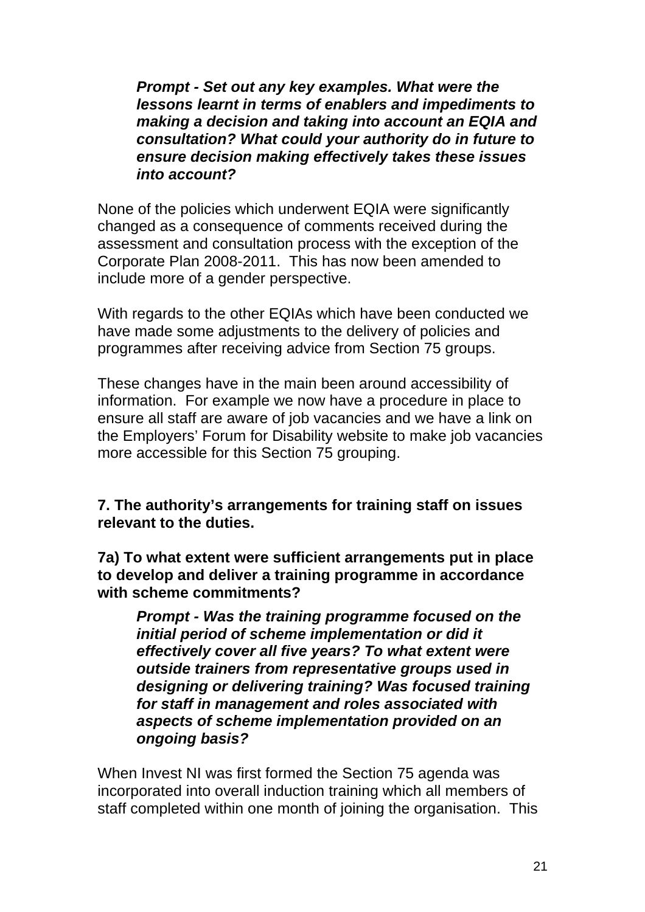***Prompt - Set out any key examples. What were the lessons learnt in terms of enablers and impediments to making a decision and taking into account an EQIA and consultation? What could your authority do in future to ensure decision making effectively takes these issues into account?***

None of the policies which underwent EQIA were significantly changed as a consequence of comments received during the assessment and consultation process with the exception of the Corporate Plan 2008-2011. This has now been amended to include more of a gender perspective.

With regards to the other EQIAs which have been conducted we have made some adjustments to the delivery of policies and programmes after receiving advice from Section 75 groups.

These changes have in the main been around accessibility of information. For example we now have a procedure in place to ensure all staff are aware of job vacancies and we have a link on the Employers' Forum for Disability website to make job vacancies more accessible for this Section 75 grouping.

**7. The authority's arrangements for training staff on issues relevant to the duties.**

**7a) To what extent were sufficient arrangements put in place to develop and deliver a training programme in accordance with scheme commitments?**

***Prompt - Was the training programme focused on the initial period of scheme implementation or did it effectively cover all five years? To what extent were outside trainers from representative groups used in designing or delivering training? Was focused training for staff in management and roles associated with aspects of scheme implementation provided on an ongoing basis?***

When Invest NI was first formed the Section 75 agenda was incorporated into overall induction training which all members of staff completed within one month of joining the organisation. This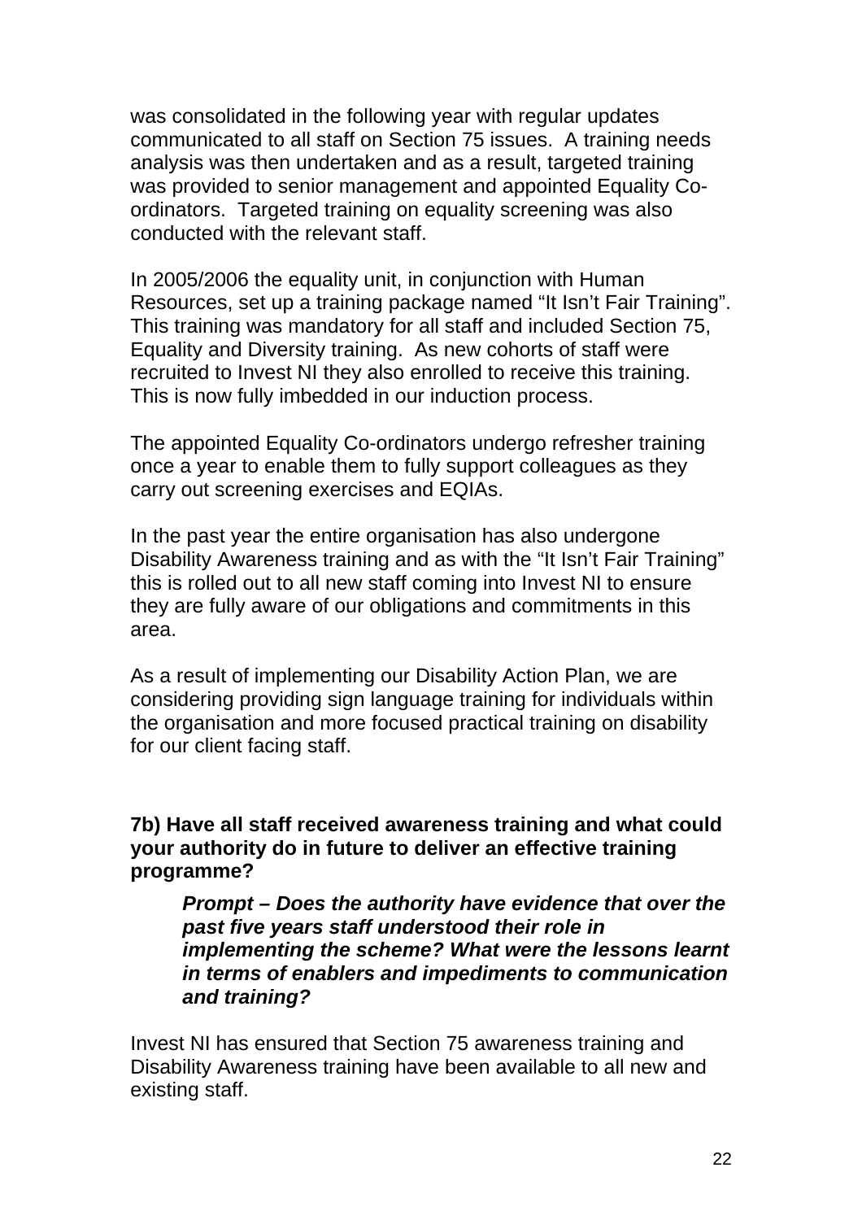was consolidated in the following year with regular updates communicated to all staff on Section 75 issues. A training needs analysis was then undertaken and as a result, targeted training was provided to senior management and appointed Equality Co-ordinators. Targeted training on equality screening was also conducted with the relevant staff.

In 2005/2006 the equality unit, in conjunction with Human Resources, set up a training package named "It Isn't Fair Training". This training was mandatory for all staff and included Section 75, Equality and Diversity training. As new cohorts of staff were recruited to Invest NI they also enrolled to receive this training. This is now fully imbedded in our induction process.

The appointed Equality Co-ordinators undergo refresher training once a year to enable them to fully support colleagues as they carry out screening exercises and EQIAs.

In the past year the entire organisation has also undergone Disability Awareness training and as with the "It Isn't Fair Training" this is rolled out to all new staff coming into Invest NI to ensure they are fully aware of our obligations and commitments in this area.

As a result of implementing our Disability Action Plan, we are considering providing sign language training for individuals within the organisation and more focused practical training on disability for our client facing staff.

**7b) Have all staff received awareness training and what could your authority do in future to deliver an effective training programme?**

> ***Prompt – Does the authority have evidence that over the past five years staff understood their role in implementing the scheme? What were the lessons learnt in terms of enablers and impediments to communication and training?***

Invest NI has ensured that Section 75 awareness training and Disability Awareness training have been available to all new and existing staff.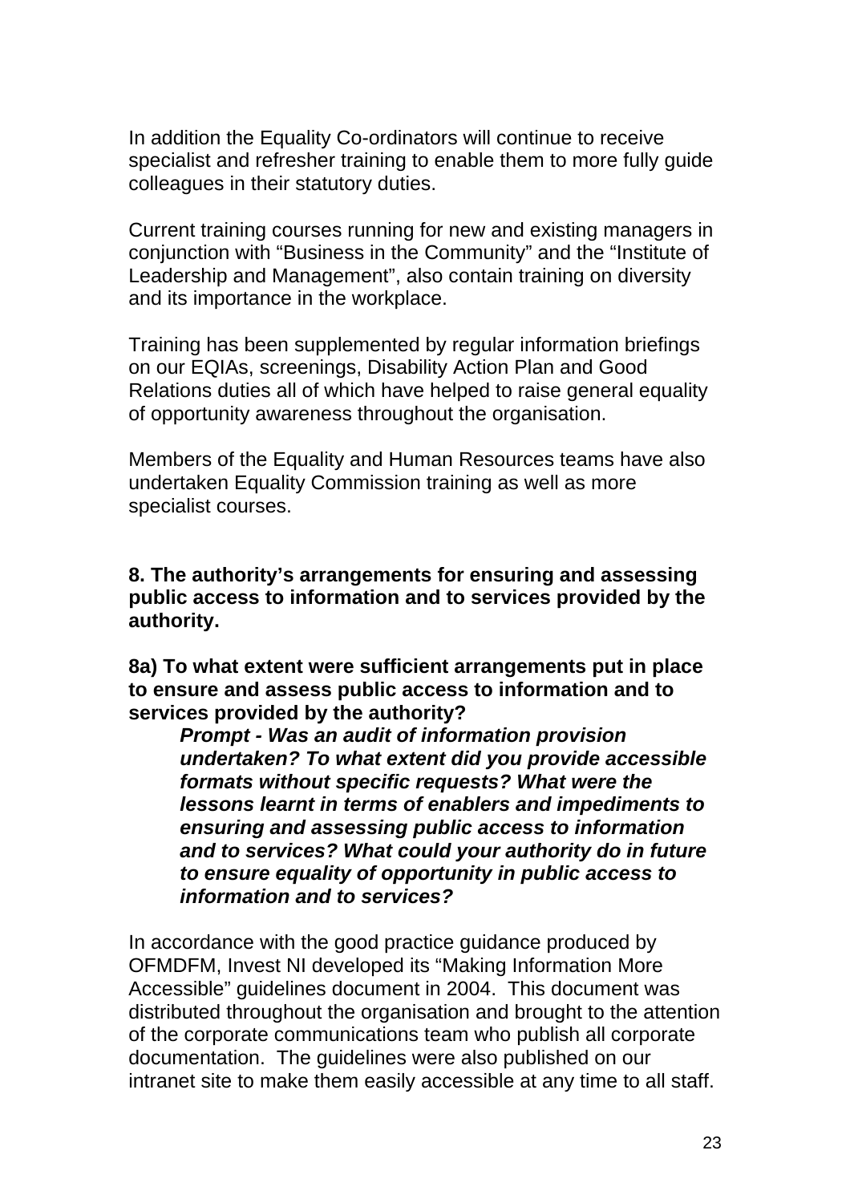In addition the Equality Co-ordinators will continue to receive specialist and refresher training to enable them to more fully guide colleagues in their statutory duties.

Current training courses running for new and existing managers in conjunction with "Business in the Community" and the "Institute of Leadership and Management", also contain training on diversity and its importance in the workplace.

Training has been supplemented by regular information briefings on our EQIAs, screenings, Disability Action Plan and Good Relations duties all of which have helped to raise general equality of opportunity awareness throughout the organisation.

Members of the Equality and Human Resources teams have also undertaken Equality Commission training as well as more specialist courses.

**8. The authority's arrangements for ensuring and assessing public access to information and to services provided by the authority.**

**8a) To what extent were sufficient arrangements put in place to ensure and assess public access to information and to services provided by the authority?**

> ***Prompt - Was an audit of information provision undertaken? To what extent did you provide accessible formats without specific requests? What were the lessons learnt in terms of enablers and impediments to ensuring and assessing public access to information and to services? What could your authority do in future to ensure equality of opportunity in public access to information and to services?***

In accordance with the good practice guidance produced by OFMDFM, Invest NI developed its "Making Information More Accessible" guidelines document in 2004. This document was distributed throughout the organisation and brought to the attention of the corporate communications team who publish all corporate documentation. The guidelines were also published on our intranet site to make them easily accessible at any time to all staff.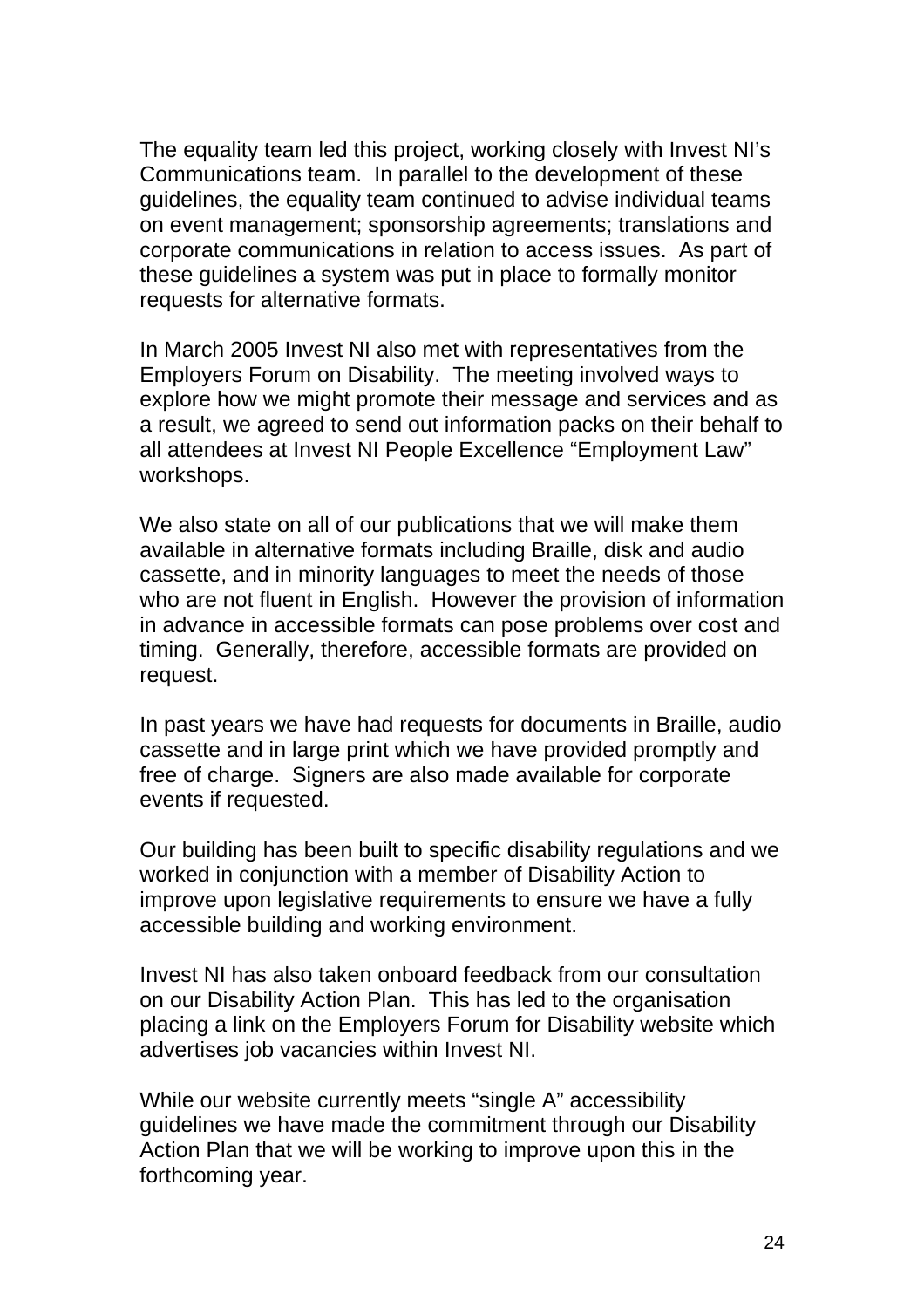The equality team led this project, working closely with Invest NI's Communications team. In parallel to the development of these guidelines, the equality team continued to advise individual teams on event management; sponsorship agreements; translations and corporate communications in relation to access issues. As part of these guidelines a system was put in place to formally monitor requests for alternative formats.

In March 2005 Invest NI also met with representatives from the Employers Forum on Disability. The meeting involved ways to explore how we might promote their message and services and as a result, we agreed to send out information packs on their behalf to all attendees at Invest NI People Excellence "Employment Law" workshops.

We also state on all of our publications that we will make them available in alternative formats including Braille, disk and audio cassette, and in minority languages to meet the needs of those who are not fluent in English. However the provision of information in advance in accessible formats can pose problems over cost and timing. Generally, therefore, accessible formats are provided on request.

In past years we have had requests for documents in Braille, audio cassette and in large print which we have provided promptly and free of charge. Signers are also made available for corporate events if requested.

Our building has been built to specific disability regulations and we worked in conjunction with a member of Disability Action to improve upon legislative requirements to ensure we have a fully accessible building and working environment.

Invest NI has also taken onboard feedback from our consultation on our Disability Action Plan. This has led to the organisation placing a link on the Employers Forum for Disability website which advertises job vacancies within Invest NI.

While our website currently meets "single A" accessibility guidelines we have made the commitment through our Disability Action Plan that we will be working to improve upon this in the forthcoming year.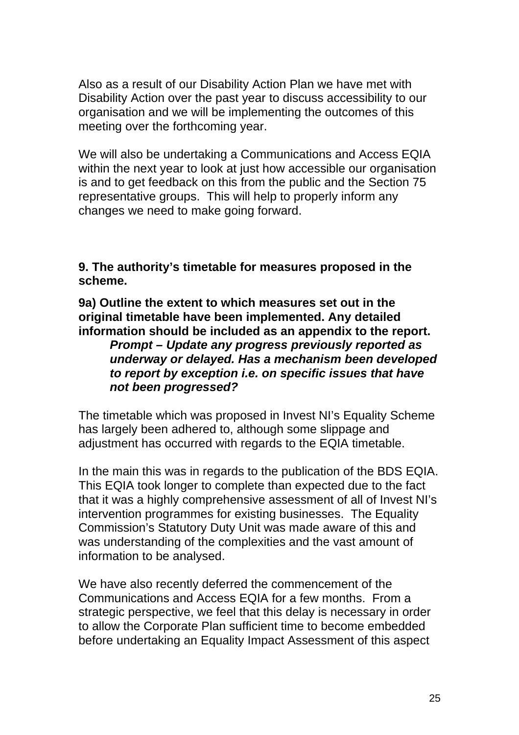Also as a result of our Disability Action Plan we have met with Disability Action over the past year to discuss accessibility to our organisation and we will be implementing the outcomes of this meeting over the forthcoming year.

We will also be undertaking a Communications and Access EQIA within the next year to look at just how accessible our organisation is and to get feedback on this from the public and the Section 75 representative groups. This will help to properly inform any changes we need to make going forward.

**9. The authority's timetable for measures proposed in the scheme.**

**9a) Outline the extent to which measures set out in the original timetable have been implemented. Any detailed information should be included as an appendix to the report.**

> ***Prompt – Update any progress previously reported as underway or delayed. Has a mechanism been developed to report by exception i.e. on specific issues that have not been progressed?***

The timetable which was proposed in Invest NI's Equality Scheme has largely been adhered to, although some slippage and adjustment has occurred with regards to the EQIA timetable.

In the main this was in regards to the publication of the BDS EQIA. This EQIA took longer to complete than expected due to the fact that it was a highly comprehensive assessment of all of Invest NI's intervention programmes for existing businesses. The Equality Commission's Statutory Duty Unit was made aware of this and was understanding of the complexities and the vast amount of information to be analysed.

We have also recently deferred the commencement of the Communications and Access EQIA for a few months. From a strategic perspective, we feel that this delay is necessary in order to allow the Corporate Plan sufficient time to become embedded before undertaking an Equality Impact Assessment of this aspect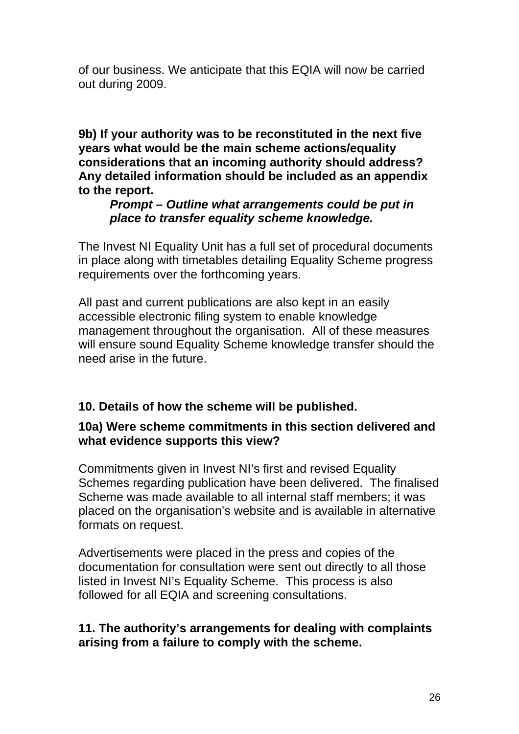of our business. We anticipate that this EQIA will now be carried out during 2009.

**9b) If your authority was to be reconstituted in the next five years what would be the main scheme actions/equality considerations that an incoming authority should address? Any detailed information should be included as an appendix to the report.**

> ***Prompt – Outline what arrangements could be put in place to transfer equality scheme knowledge.***

The Invest NI Equality Unit has a full set of procedural documents in place along with timetables detailing Equality Scheme progress requirements over the forthcoming years.

All past and current publications are also kept in an easily accessible electronic filing system to enable knowledge management throughout the organisation. All of these measures will ensure sound Equality Scheme knowledge transfer should the need arise in the future.

**10. Details of how the scheme will be published.**

**10a) Were scheme commitments in this section delivered and what evidence supports this view?**

Commitments given in Invest NI's first and revised Equality Schemes regarding publication have been delivered. The finalised Scheme was made available to all internal staff members; it was placed on the organisation's website and is available in alternative formats on request.

Advertisements were placed in the press and copies of the documentation for consultation were sent out directly to all those listed in Invest NI's Equality Scheme. This process is also followed for all EQIA and screening consultations.

**11. The authority's arrangements for dealing with complaints arising from a failure to comply with the scheme.**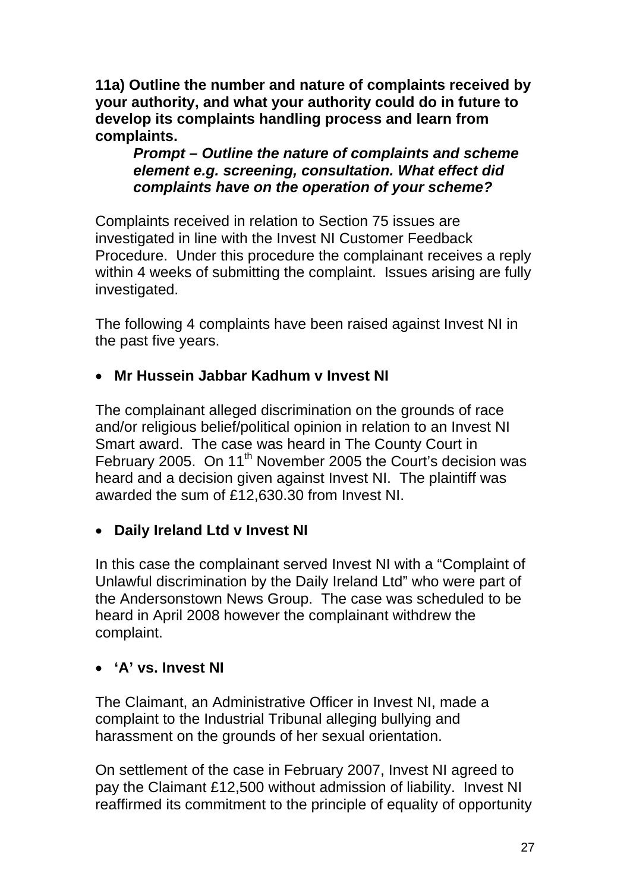**11a) Outline the number and nature of complaints received by your authority, and what your authority could do in future to develop its complaints handling process and learn from complaints.**

> ***Prompt – Outline the nature of complaints and scheme element e.g. screening, consultation. What effect did complaints have on the operation of your scheme?***

Complaints received in relation to Section 75 issues are investigated in line with the Invest NI Customer Feedback Procedure. Under this procedure the complainant receives a reply within 4 weeks of submitting the complaint. Issues arising are fully investigated.

The following 4 complaints have been raised against Invest NI in the past five years.

- **Mr Hussein Jabbar Kadhum v Invest NI**

The complainant alleged discrimination on the grounds of race and/or religious belief/political opinion in relation to an Invest NI Smart award. The case was heard in The County Court in February 2005. On 11th November 2005 the Court's decision was heard and a decision given against Invest NI. The plaintiff was awarded the sum of £12,630.30 from Invest NI.

- **Daily Ireland Ltd v Invest NI**

In this case the complainant served Invest NI with a "Complaint of Unlawful discrimination by the Daily Ireland Ltd" who were part of the Andersonstown News Group. The case was scheduled to be heard in April 2008 however the complainant withdrew the complaint.

- **'A' vs. Invest NI**

The Claimant, an Administrative Officer in Invest NI, made a complaint to the Industrial Tribunal alleging bullying and harassment on the grounds of her sexual orientation.

On settlement of the case in February 2007, Invest NI agreed to pay the Claimant £12,500 without admission of liability. Invest NI reaffirmed its commitment to the principle of equality of opportunity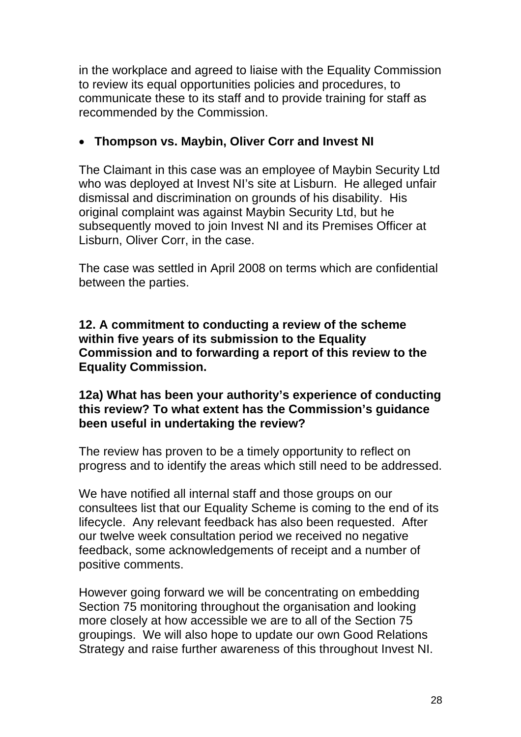in the workplace and agreed to liaise with the Equality Commission to review its equal opportunities policies and procedures, to communicate these to its staff and to provide training for staff as recommended by the Commission.

- **Thompson vs. Maybin, Oliver Corr and Invest NI**

The Claimant in this case was an employee of Maybin Security Ltd who was deployed at Invest NI's site at Lisburn. He alleged unfair dismissal and discrimination on grounds of his disability. His original complaint was against Maybin Security Ltd, but he subsequently moved to join Invest NI and its Premises Officer at Lisburn, Oliver Corr, in the case.

The case was settled in April 2008 on terms which are confidential between the parties.

**12. A commitment to conducting a review of the scheme within five years of its submission to the Equality Commission and to forwarding a report of this review to the Equality Commission.**

**12a) What has been your authority's experience of conducting this review? To what extent has the Commission's guidance been useful in undertaking the review?**

The review has proven to be a timely opportunity to reflect on progress and to identify the areas which still need to be addressed.

We have notified all internal staff and those groups on our consultees list that our Equality Scheme is coming to the end of its lifecycle. Any relevant feedback has also been requested. After our twelve week consultation period we received no negative feedback, some acknowledgements of receipt and a number of positive comments.

However going forward we will be concentrating on embedding Section 75 monitoring throughout the organisation and looking more closely at how accessible we are to all of the Section 75 groupings. We will also hope to update our own Good Relations Strategy and raise further awareness of this throughout Invest NI.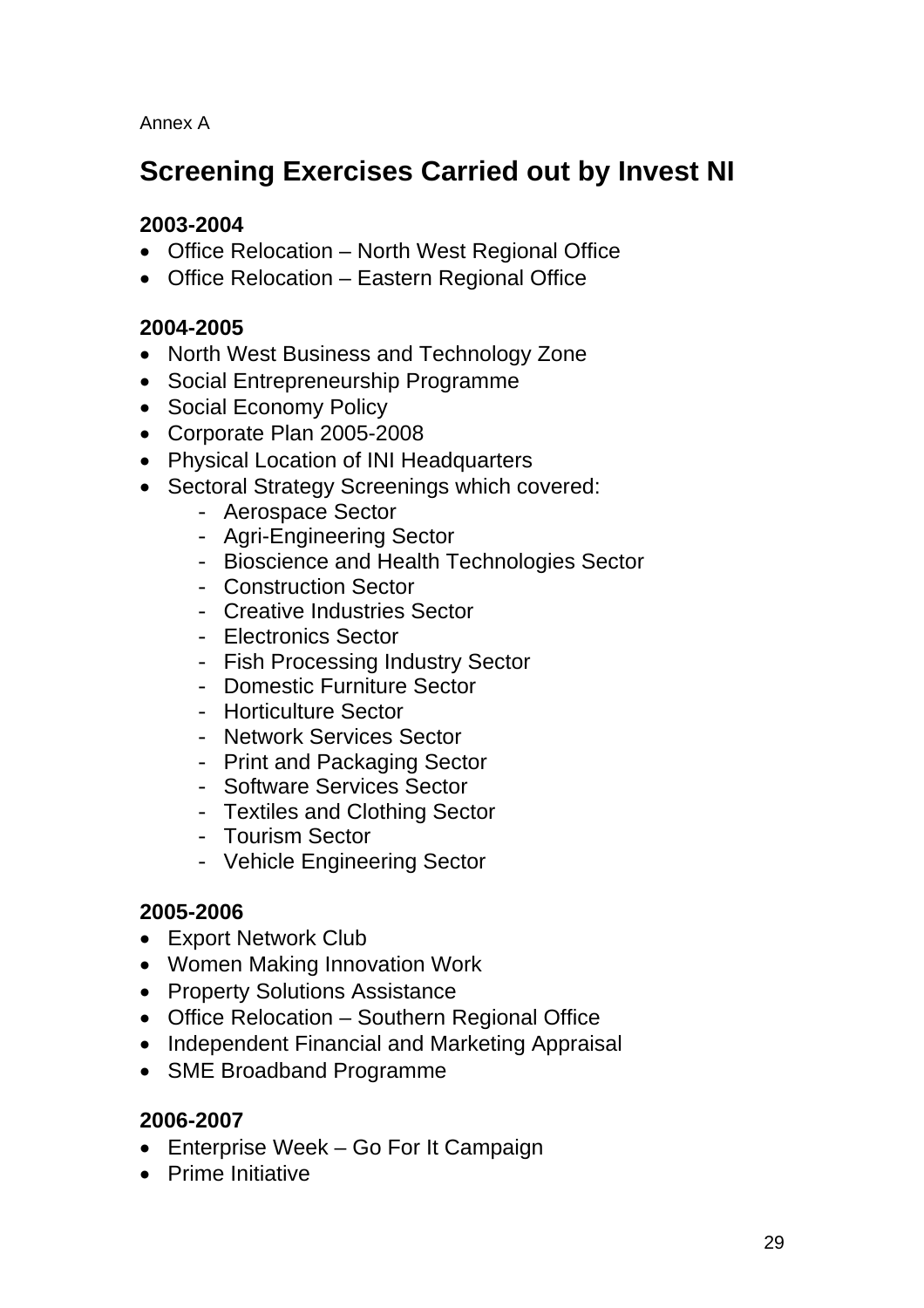Annex A

# Screening Exercises Carried out by Invest NI

**2003-2004**

- Office Relocation – North West Regional Office
- Office Relocation – Eastern Regional Office

**2004-2005**

- North West Business and Technology Zone
- Social Entrepreneurship Programme
- Social Economy Policy
- Corporate Plan 2005-2008
- Physical Location of INI Headquarters
- Sectoral Strategy Screenings which covered:
    - Aerospace Sector
    - Agri-Engineering Sector
    - Bioscience and Health Technologies Sector
    - Construction Sector
    - Creative Industries Sector
    - Electronics Sector
    - Fish Processing Industry Sector
    - Domestic Furniture Sector
    - Horticulture Sector
    - Network Services Sector
    - Print and Packaging Sector
    - Software Services Sector
    - Textiles and Clothing Sector
    - Tourism Sector
    - Vehicle Engineering Sector

**2005-2006**

- Export Network Club
- Women Making Innovation Work
- Property Solutions Assistance
- Office Relocation – Southern Regional Office
- Independent Financial and Marketing Appraisal
- SME Broadband Programme

**2006-2007**

- Enterprise Week – Go For It Campaign
- Prime Initiative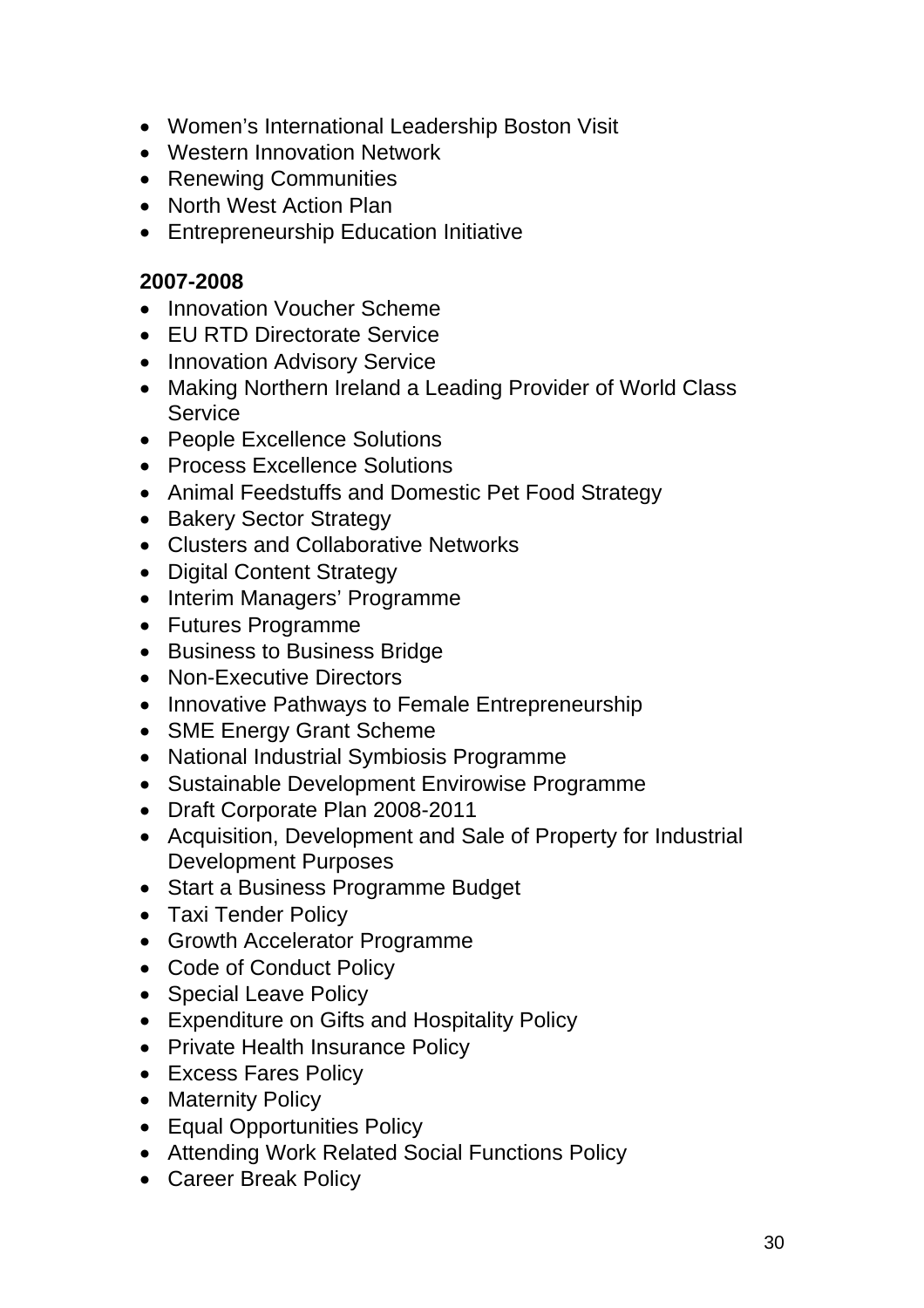- Women's International Leadership Boston Visit
- Western Innovation Network
- Renewing Communities
- North West Action Plan
- Entrepreneurship Education Initiative

**2007-2008**

- Innovation Voucher Scheme
- EU RTD Directorate Service
- Innovation Advisory Service
- Making Northern Ireland a Leading Provider of World Class Service
- People Excellence Solutions
- Process Excellence Solutions
- Animal Feedstuffs and Domestic Pet Food Strategy
- Bakery Sector Strategy
- Clusters and Collaborative Networks
- Digital Content Strategy
- Interim Managers' Programme
- Futures Programme
- Business to Business Bridge
- Non-Executive Directors
- Innovative Pathways to Female Entrepreneurship
- SME Energy Grant Scheme
- National Industrial Symbiosis Programme
- Sustainable Development Envirowise Programme
- Draft Corporate Plan 2008-2011
- Acquisition, Development and Sale of Property for Industrial Development Purposes
- Start a Business Programme Budget
- Taxi Tender Policy
- Growth Accelerator Programme
- Code of Conduct Policy
- Special Leave Policy
- Expenditure on Gifts and Hospitality Policy
- Private Health Insurance Policy
- Excess Fares Policy
- Maternity Policy
- Equal Opportunities Policy
- Attending Work Related Social Functions Policy
- Career Break Policy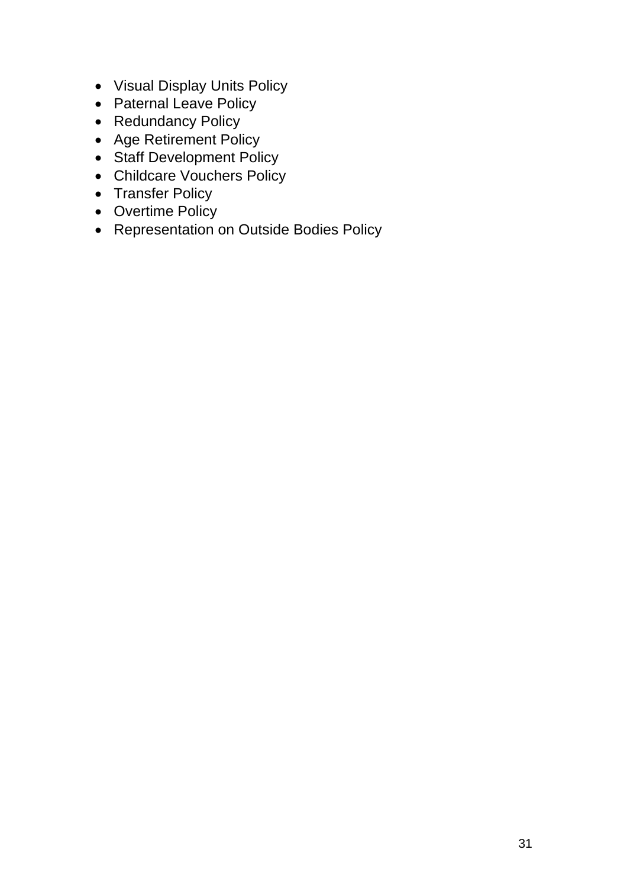- Visual Display Units Policy
- Paternal Leave Policy
- Redundancy Policy
- Age Retirement Policy
- Staff Development Policy
- Childcare Vouchers Policy
- Transfer Policy
- Overtime Policy
- Representation on Outside Bodies Policy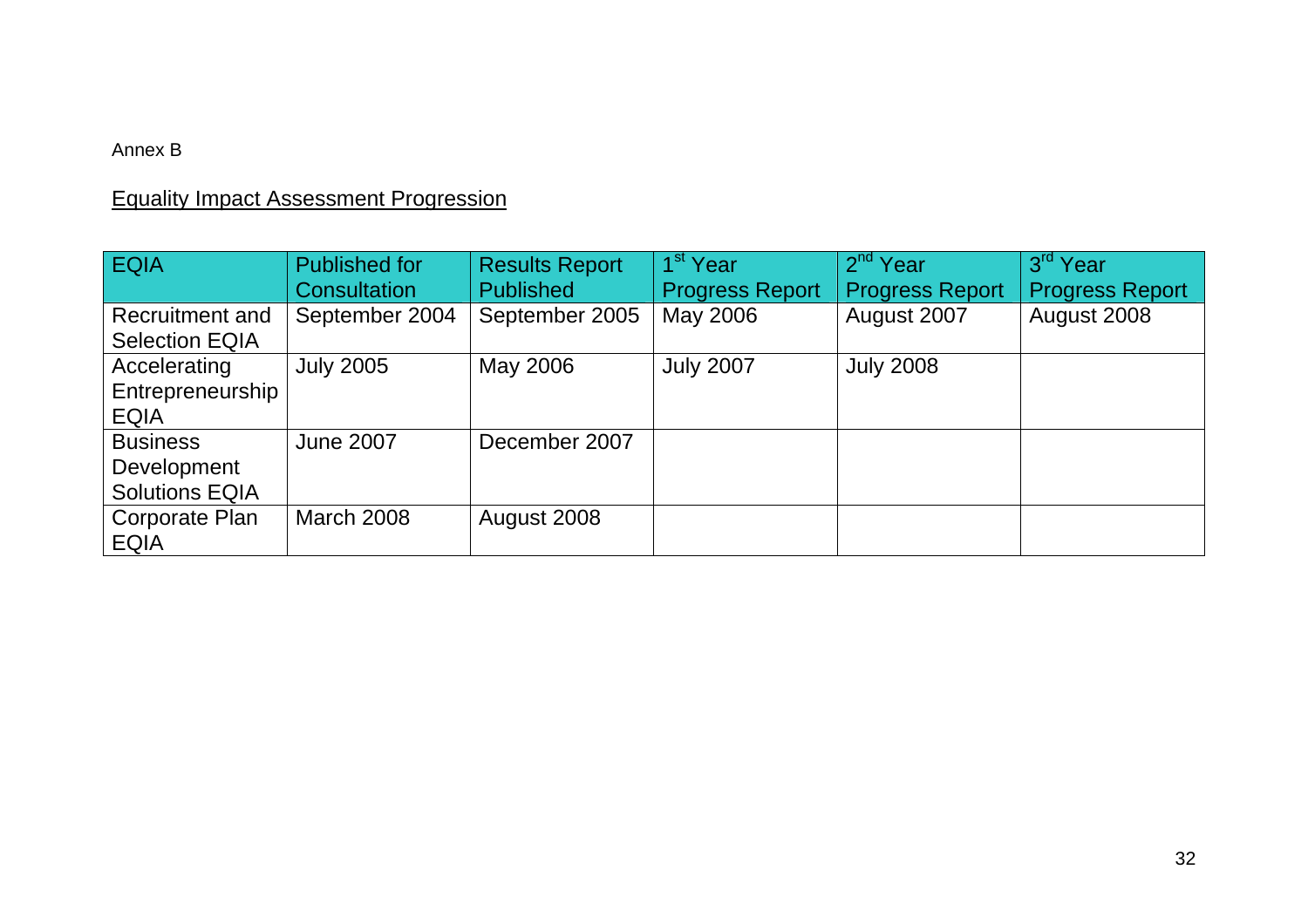Annex B

## Equality Impact Assessment Progression

| EQIA | Published for Consultation | Results Report Published | 1st Year Progress Report | 2nd Year Progress Report | 3rd Year Progress Report |
|---|---|---|---|---|---|
| Recruitment and Selection EQIA | September 2004 | September 2005 | May 2006 | August 2007 | August 2008 |
| Accelerating Entrepreneurship EQIA | July 2005 | May 2006 | July 2007 | July 2008 | |
| Business Development Solutions EQIA | June 2007 | December 2007 | | | |
| Corporate Plan EQIA | March 2008 | August 2008 | | | |